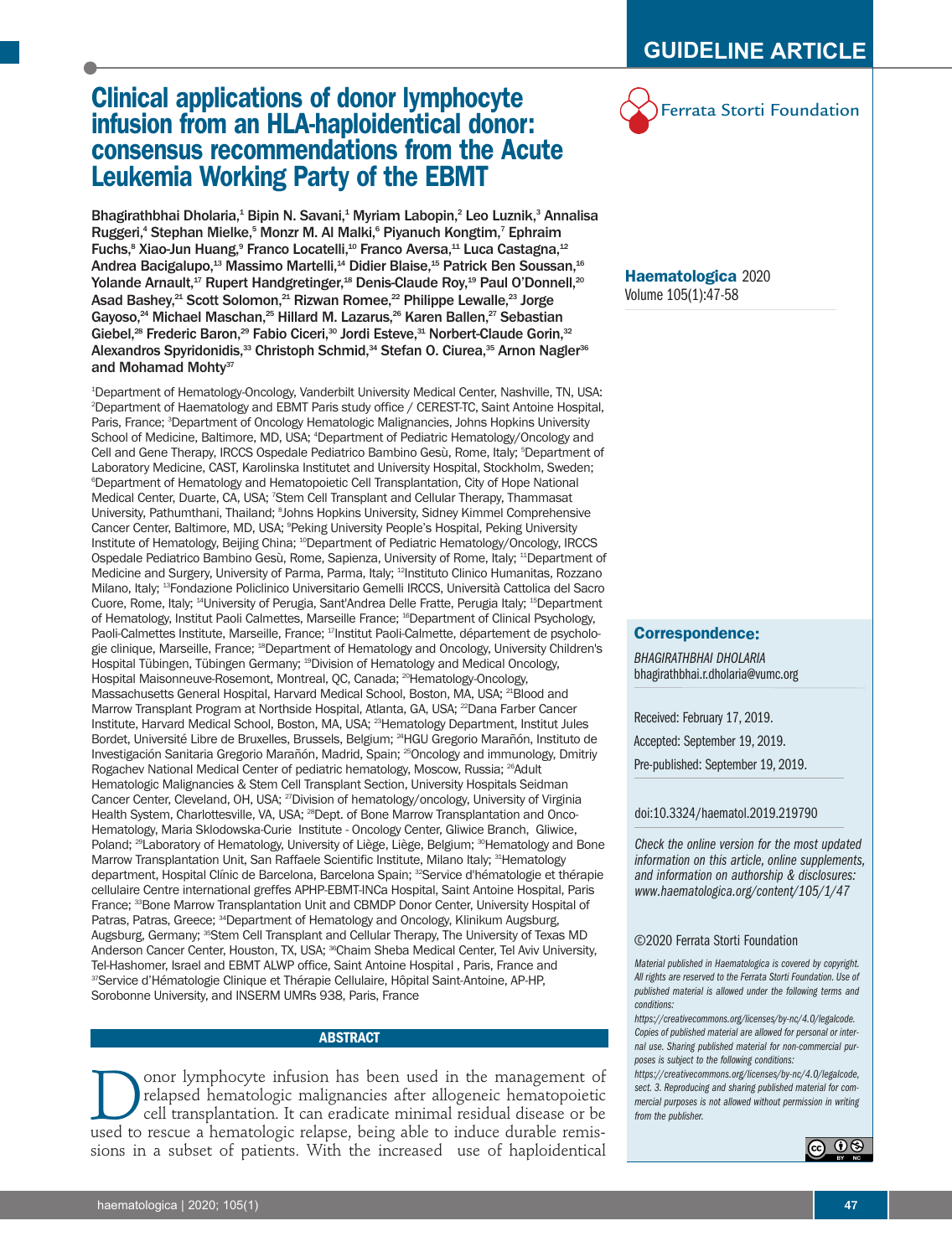GUIDELINE ARTICLE

Ferrata Storti Foundation

# Clinical applications of donor lymphocyte infusion from an HLA-haploidentical donor: consensus recommendations from the Acute Leukemia Working Party of the EBMT

Bhagirathbhai Dholaria,[1] Bipin N. Savani,[1] Myriam Labopin,[2] Leo Luznik,[3] Annalisa Ruggeri,[4] Stephan Mielke,[5] Monzr M. Al Malki,[6] Piyanuch Kongtim,[7] Ephraim Fuchs,[8] Xiao-Jun Huang,[9] Franco Locatelli,[10] Franco Aversa,[11] Luca Castagna,[12] Andrea Bacigalupo,[13] Massimo Martelli,[14] Didier Blaise,[15] Patrick Ben Soussan,[16] Yolande Arnault,[17] Rupert Handgretinger,[18] Denis-Claude Roy,[19] Paul O'Donnell,[20] Asad Bashey,[21] Scott Solomon,[21] Rizwan Romee,[22] Philippe Lewalle,[23] Jorge Gayoso,[24] Michael Maschan,[25] Hillard M. Lazarus,[26] Karen Ballen,[27] Sebastian Giebel,[28] Frederic Baron,[29] Fabio Ciceri,[30] Jordi Esteve,[31] Norbert-Claude Gorin,[32] Alexandros Spyridonidis,[33] Christoph Schmid,[34] Stefan O. Ciurea,[35] Arnon Nagler[36] and Mohamad Mohty[37]

[1]Department of Hematology-Oncology, Vanderbilt University Medical Center, Nashville, TN, USA; [2]Department of Haematology and EBMT Paris study office / CEREST-TC, Saint Antoine Hospital, Paris, France; [3]Department of Oncology Hematologic Malignancies, Johns Hopkins University School of Medicine, Baltimore, MD, USA; [4]Department of Pediatric Hematology/Oncology and Cell and Gene Therapy, IRCCS Ospedale Pediatrico Bambino Gesù, Rome, Italy; [5]Department of Laboratory Medicine, CAST, Karolinska Institutet and University Hospital, Stockholm, Sweden; [6]Department of Hematology and Hematopoietic Cell Transplantation, City of Hope National Medical Center, Duarte, CA, USA; [7]Stem Cell Transplant and Cellular Therapy, Thammasat University, Pathumthani, Thailand; [8]Johns Hopkins University, Sidney Kimmel Comprehensive Cancer Center, Baltimore, MD, USA; [9]Peking University People's Hospital, Peking University Institute of Hematology, Beijing China; [10]Department of Pediatric Hematology/Oncology, IRCCS Ospedale Pediatrico Bambino Gesù, Rome, Sapienza, University of Rome, Italy; [11]Department of Medicine and Surgery, University of Parma, Parma, Italy; [12]Instituto Clinico Humanitas, Rozzano Milano, Italy; [13]Fondazione Policlinico Universitario Gemelli IRCCS, Università Cattolica del Sacro Cuore, Rome, Italy; [14]University of Perugia, Sant'Andrea Delle Fratte, Perugia Italy; [15]Department of Hematology, Institut Paoli Calmettes, Marseille France; [16]Department of Clinical Psychology, Paoli-Calmettes Institute, Marseille, France; [17]Institut Paoli-Calmette, département de psychologie clinique, Marseille, France; [18]Department of Hematology and Oncology, University Children's Hospital Tübingen, Tübingen Germany; [19]Division of Hematology and Medical Oncology, Hospital Maisonneuve-Rosemont, Montreal, QC, Canada; [20]Hematology-Oncology, Massachusetts General Hospital, Harvard Medical School, Boston, MA, USA; [21]Blood and Marrow Transplant Program at Northside Hospital, Atlanta, GA, USA; [22]Dana Farber Cancer Institute, Harvard Medical School, Boston, MA, USA; [23]Hematology Department, Institut Jules Bordet, Université Libre de Bruxelles, Brussels, Belgium; [24]HGU Gregorio Marañón, Instituto de Investigación Sanitaria Gregorio Marañón, Madrid, Spain; [25]Oncology and immunology, Dmitriy Rogachev National Medical Center of pediatric hematology, Moscow, Russia; [26]Adult Hematologic Malignancies & Stem Cell Transplant Section, University Hospitals Seidman Cancer Center, Cleveland, OH, USA; [27]Division of hematology/oncology, University of Virginia Health System, Charlottesville, VA, USA; [28]Dept. of Bone Marrow Transplantation and Onco-Hematology, Maria Sklodowska-Curie Institute - Oncology Center, Gliwice Branch, Gliwice, Poland; [29]Laboratory of Hematology, University of Liège, Liège, Belgium; [30]Hematology and Bone Marrow Transplantation Unit, San Raffaele Scientific Institute, Milano Italy; [31]Hematology department, Hospital Clínic de Barcelona, Barcelona Spain; [32]Service d'hématologie et thérapie cellulaire Centre international greffes APHP-EBMT-INCa Hospital, Saint Antoine Hospital, Paris France; [33]Bone Marrow Transplantation Unit and CBMDP Donor Center, University Hospital of Patras, Patras, Greece; [34]Department of Hematology and Oncology, Klinikum Augsburg, Augsburg, Germany; [35]Stem Cell Transplant and Cellular Therapy, The University of Texas MD Anderson Cancer Center, Houston, TX, USA; [36]Chaim Sheba Medical Center, Tel Aviv University, Tel-Hashomer, Israel and EBMT ALWP office, Saint Antoine Hospital , Paris, France and [37]Service d'Hématologie Clinique et Thérapie Cellulaire, Hôpital Saint-Antoine, AP-HP, Sorobonne University, and INSERM UMRs 938, Paris, France

**Haematologica** 2020
Volume 105(1):47-58

**Correspondence:**

*BHAGIRATHBHAI DHOLARIA*
bhagirathbhai.r.dholaria@vumc.org

Received: February 17, 2019.
Accepted: September 19, 2019.
Pre-published: September 19, 2019.

doi:10.3324/haematol.2019.219790

*Check the online version for the most updated information on this article, online supplements, and information on authorship & disclosures: www.haematologica.org/content/105/1/47*

©2020 Ferrata Storti Foundation

*Material published in Haematologica is covered by copyright. All rights are reserved to the Ferrata Storti Foundation. Use of published material is allowed under the following terms and conditions: https://creativecommons.org/licenses/by-nc/4.0/legalcode. Copies of published material are allowed for personal or internal use. Sharing published material for non-commercial purposes is subject to the following conditions: https://creativecommons.org/licenses/by-nc/4.0/legalcode, sect. 3. Reproducing and sharing published material for commercial purposes is not allowed without permission in writing from the publisher.*

## ABSTRACT

Donor lymphocyte infusion has been used in the management of relapsed hematologic malignancies after allogeneic hematopoietic cell transplantation. It can eradicate minimal residual disease or be used to rescue a hematologic relapse, being able to induce durable remissions in a subset of patients. With the increased use of haploidentical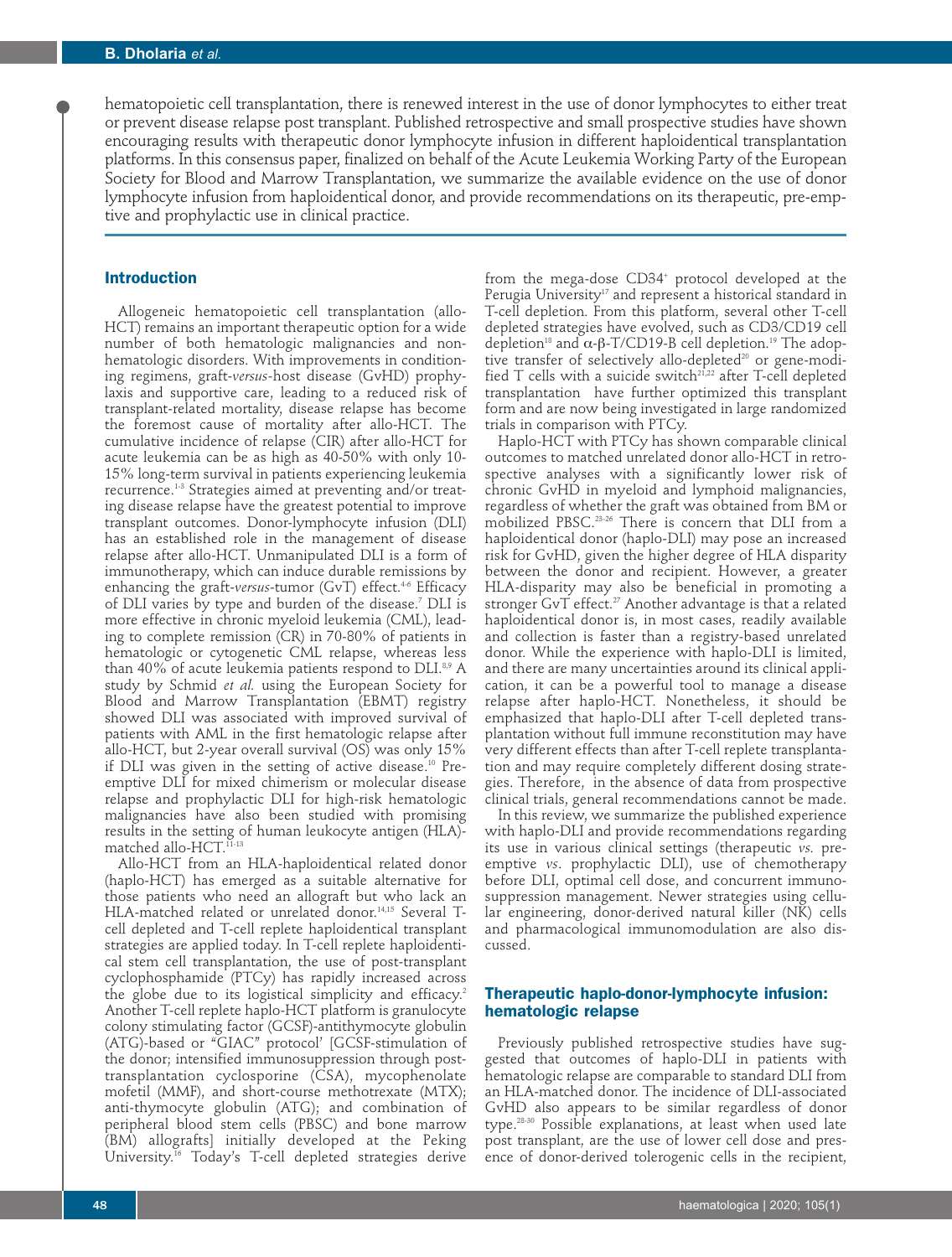hematopoietic cell transplantation, there is renewed interest in the use of donor lymphocytes to either treat or prevent disease relapse post transplant. Published retrospective and small prospective studies have shown encouraging results with therapeutic donor lymphocyte infusion in different haploidentical transplantation platforms. In this consensus paper, finalized on behalf of the Acute Leukemia Working Party of the European Society for Blood and Marrow Transplantation, we summarize the available evidence on the use of donor lymphocyte infusion from haploidentical donor, and provide recommendations on its therapeutic, pre-emptive and prophylactic use in clinical practice.

## Introduction

Allogeneic hematopoietic cell transplantation (allo-HCT) remains an important therapeutic option for a wide number of both hematologic malignancies and non-hematologic disorders. With improvements in conditioning regimens, graft-*versus*-host disease (GvHD) prophylaxis and supportive care, leading to a reduced risk of transplant-related mortality, disease relapse has become the foremost cause of mortality after allo-HCT. The cumulative incidence of relapse (CIR) after allo-HCT for acute leukemia can be as high as 40-50% with only 10-15% long-term survival in patients experiencing leukemia recurrence.[1-3] Strategies aimed at preventing and/or treating disease relapse have the greatest potential to improve transplant outcomes. Donor-lymphocyte infusion (DLI) has an established role in the management of disease relapse after allo-HCT. Unmanipulated DLI is a form of immunotherapy, which can induce durable remissions by enhancing the graft-*versus*-tumor (GvT) effect.[4-6] Efficacy of DLI varies by type and burden of the disease.[7] DLI is more effective in chronic myeloid leukemia (CML), leading to complete remission (CR) in 70-80% of patients in hematologic or cytogenetic CML relapse, whereas less than 40% of acute leukemia patients respond to DLI.[8,9] A study by Schmid *et al.* using the European Society for Blood and Marrow Transplantation (EBMT) registry showed DLI was associated with improved survival of patients with AML in the first hematologic relapse after allo-HCT, but 2-year overall survival (OS) was only 15% if DLI was given in the setting of active disease.[10] Pre-emptive DLI for mixed chimerism or molecular disease relapse and prophylactic DLI for high-risk hematologic malignancies have also been studied with promising results in the setting of human leukocyte antigen (HLA)-matched allo-HCT.[11-13]

Allo-HCT from an HLA-haploidentical related donor (haplo-HCT) has emerged as a suitable alternative for those patients who need an allograft but who lack an HLA-matched related or unrelated donor.[14,15] Several T-cell depleted and T-cell replete haploidentical transplant strategies are applied today. In T-cell replete haploidentical stem cell transplantation, the use of post-transplant cyclophosphamide (PTCy) has rapidly increased across the globe due to its logistical simplicity and efficacy.[2] Another T-cell replete haplo-HCT platform is granulocyte colony stimulating factor (GCSF)-antithymocyte globulin (ATG)-based or "GIAC" protocol' [GCSF-stimulation of the donor; intensified immunosuppression through post-transplantation cyclosporine (CSA), mycophenolate mofetil (MMF), and short-course methotrexate (MTX); anti-thymocyte globulin (ATG); and combination of peripheral blood stem cells (PBSC) and bone marrow (BM) allografts] initially developed at the Peking University.[16] Today's T-cell depleted strategies derive from the mega-dose CD34+ protocol developed at the Perugia University[17] and represent a historical standard in T-cell depletion. From this platform, several other T-cell depleted strategies have evolved, such as CD3/CD19 cell depletion[18] and α-β-T/CD19-B cell depletion.[19] The adoptive transfer of selectively allo-depleted[20] or gene-modified T cells with a suicide switch[21,22] after T-cell depleted transplantation have further optimized this transplant form and are now being investigated in large randomized trials in comparison with PTCy.

Haplo-HCT with PTCy has shown comparable clinical outcomes to matched unrelated donor allo-HCT in retrospective analyses with a significantly lower risk of chronic GvHD in myeloid and lymphoid malignancies, regardless of whether the graft was obtained from BM or mobilized PBSC.[23-26] There is concern that DLI from a haploidentical donor (haplo-DLI) may pose an increased risk for GvHD, given the higher degree of HLA disparity between the donor and recipient. However, a greater HLA-disparity may also be beneficial in promoting a stronger GvT effect.[27] Another advantage is that a related haploidentical donor is, in most cases, readily available and collection is faster than a registry-based unrelated donor. While the experience with haplo-DLI is limited, and there are many uncertainties around its clinical application, it can be a powerful tool to manage a disease relapse after haplo-HCT. Nonetheless, it should be emphasized that haplo-DLI after T-cell depleted transplantation without full immune reconstitution may have very different effects than after T-cell replete transplantation and may require completely different dosing strategies. Therefore, in the absence of data from prospective clinical trials, general recommendations cannot be made.

In this review, we summarize the published experience with haplo-DLI and provide recommendations regarding its use in various clinical settings (therapeutic *vs.* pre-emptive *vs*. prophylactic DLI), use of chemotherapy before DLI, optimal cell dose, and concurrent immunosuppression management. Newer strategies using cellular engineering, donor-derived natural killer (NK) cells and pharmacological immunomodulation are also discussed.

## Therapeutic haplo-donor-lymphocyte infusion: hematologic relapse

Previously published retrospective studies have suggested that outcomes of haplo-DLI in patients with hematologic relapse are comparable to standard DLI from an HLA-matched donor. The incidence of DLI-associated GvHD also appears to be similar regardless of donor type.[28-30] Possible explanations, at least when used late post transplant, are the use of lower cell dose and presence of donor-derived tolerogenic cells in the recipient,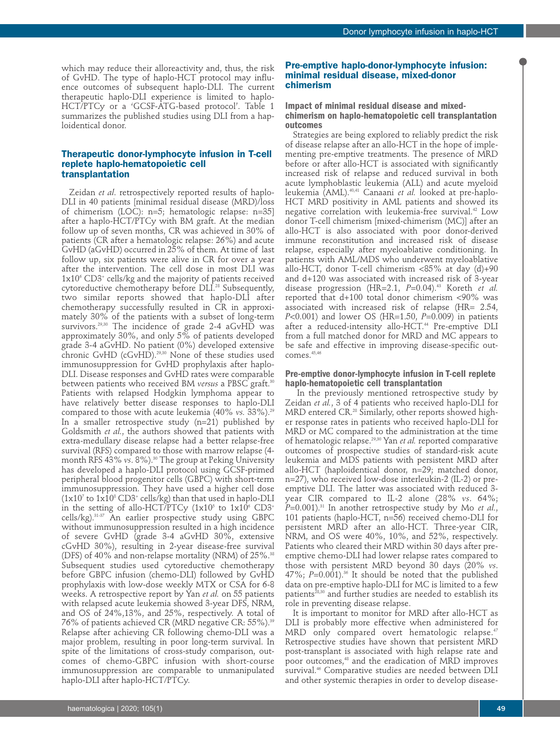which may reduce their alloreactivity and, thus, the risk of GvHD. The type of haplo-HCT protocol may influence outcomes of subsequent haplo-DLI. The current therapeutic haplo-DLI experience is limited to haplo-HCT/PTCy or a 'GCSF-ATG-based protocol'. Table 1 summarizes the published studies using DLI from a haploidentical donor.

## Therapeutic donor-lymphocyte infusion in T-cell replete haplo-hematopoietic cell transplantation

Zeidan *et al.* retrospectively reported results of haplo-DLI in 40 patients [minimal residual disease (MRD)/loss of chimerism (LOC): n=5; hematologic relapse: n=35] after a haplo-HCT/PTCy with BM graft. At the median follow up of seven months, CR was achieved in 30% of patients (CR after a hematologic relapse: 26%) and acute GvHD (aGvHD) occurred in 25% of them. At time of last follow up, six patients were alive in CR for over a year after the intervention. The cell dose in most DLI was $1x10^6$ $CD3^+$ cells/kg and the majority of patients received cytoreductive chemotherapy before DLI.[28] Subsequently, two similar reports showed that haplo-DLI after chemotherapy successfully resulted in CR in approximately 30% of the patients with a subset of long-term survivors.[29,30] The incidence of grade 2-4 aGvHD was approximately 30%, and only 5% of patients developed grade 3-4 aGvHD. No patient (0%) developed extensive chronic GvHD (cGvHD).[29,30] None of these studies used immunosuppression for GvHD prophylaxis after haplo-DLI. Disease responses and GvHD rates were comparable between patients who received BM *versus* a PBSC graft.[30] Patients with relapsed Hodgkin lymphoma appear to have relatively better disease responses to haplo-DLI compared to those with acute leukemia (40% *vs.* 33%).[29] In a smaller retrospective study (n=21) published by Goldsmith *et al.*, the authors showed that patients with extra-medullary disease relapse had a better relapse-free survival (RFS) compared to those with marrow relapse (4-month RFS 43% *vs.* 8%).[30] The group at Peking University has developed a haplo-DLI protocol using GCSF-primed peripheral blood progenitor cells (GBPC) with short-term immunosuppression. They have used a higher cell dose ($1x10^7$ to $1x10^8$ $CD3^+$ cells/kg) than that used in haplo-DLI in the setting of allo-HCT/PTCy ($1x10^5$ to $1x10^6$ $CD3^+$ cells/kg).[31-37] An earlier prospective study using GBPC without immunosuppression resulted in a high incidence of severe GvHD (grade 3-4 aGvHD 30%, extensive cGvHD 30%), resulting in 2-year disease-free survival (DFS) of 40% and non-relapse mortality (NRM) of 25%.[38] Subsequent studies used cytoreductive chemotherapy before GBPC infusion (chemo-DLI) followed by GvHD prophylaxis with low-dose weekly MTX or CSA for 6-8 weeks. A retrospective report by Yan *et al.* on 55 patients with relapsed acute leukemia showed 3-year DFS, NRM, and OS of 24%,13%, and 25%, respectively. A total of 76% of patients achieved CR (MRD negative CR: 55%).[39] Relapse after achieving CR following chemo-DLI was a major problem, resulting in poor long-term survival. In spite of the limitations of cross-study comparison, outcomes of chemo-GBPC infusion with short-course immunosuppression are comparable to unmanipulated haplo-DLI after haplo-HCT/PTCy.

## Pre-emptive haplo-donor-lymphocyte infusion: minimal residual disease, mixed-donor chimerism

### Impact of minimal residual disease and mixed-chimerism on haplo-hematopoietic cell transplantation outcomes

Strategies are being explored to reliably predict the risk of disease relapse after an allo-HCT in the hope of implementing pre-emptive treatments. The presence of MRD before or after allo-HCT is associated with significantly increased risk of relapse and reduced survival in both acute lymphoblastic leukemia (ALL) and acute myeloid leukemia (AML).[40,41] Canaani *et al.* looked at pre-haplo-HCT MRD positivity in AML patients and showed its negative correlation with leukemia-free survival.[42] Low donor T-cell chimerism [mixed-chimerism (MC)] after an allo-HCT is also associated with poor donor-derived immune reconstitution and increased risk of disease relapse, especially after myeloablative conditioning. In patients with AML/MDS who underwent myeloablative allo-HCT, donor T-cell chimerism <85% at day (d)+90 and d+120 was associated with increased risk of 3-year disease progression (HR=2.1, *P*=0.04).[43] Koreth *et al.* reported that d+100 total donor chimerism <90% was associated with increased risk of relapse (HR= 2.54, *P*<0.001) and lower OS (HR=1.50, *P*=0.009) in patients after a reduced-intensity allo-HCT.[44] Pre-emptive DLI from a full matched donor for MRD and MC appears to be safe and effective in improving disease-specific outcomes.[45,46]

### Pre-emptive donor-lymphocyte infusion in T-cell replete haplo-hematopoietic cell transplantation

In the previously mentioned retrospective study by Zeidan *et al.*, 3 of 4 patients who received haplo-DLI for MRD entered CR.[28] Similarly, other reports showed higher response rates in patients who received haplo-DLI for MRD or MC compared to the administration at the time of hematologic relapse.[29,30] Yan *et al.* reported comparative outcomes of prospective studies of standard-risk acute leukemia and MDS patients with persistent MRD after allo-HCT (haploidentical donor, n=29; matched donor, n=27), who received low-dose interleukin-2 (IL-2) or pre-emptive DLI. The latter was associated with reduced 3-year CIR compared to IL-2 alone (28% *vs.* 64%; *P*=0.001).[31] In another retrospective study by Mo *et al.*, 101 patients (haplo-HCT, n=56) received chemo-DLI for persistent MRD after an allo-HCT. Three-year CIR, NRM, and OS were 40%, 10%, and 52%, respectively. Patients who cleared their MRD within 30 days after pre-emptive chemo-DLI had lower relapse rates compared to those with persistent MRD beyond 30 days (20% *vs.* 47%; *P*=0.001).[36] It should be noted that the published data on pre-emptive haplo-DLI for MC is limited to a few patients[28,30] and further studies are needed to establish its role in preventing disease relapse.

It is important to monitor for MRD after allo-HCT as DLI is probably more effective when administered for MRD only compared overt hematologic relapse.[47] Retrospective studies have shown that persistent MRD post-transplant is associated with high relapse rate and poor outcomes,[48] and the eradication of MRD improves survival.[46] Comparative studies are needed between DLI and other systemic therapies in order to develop disease-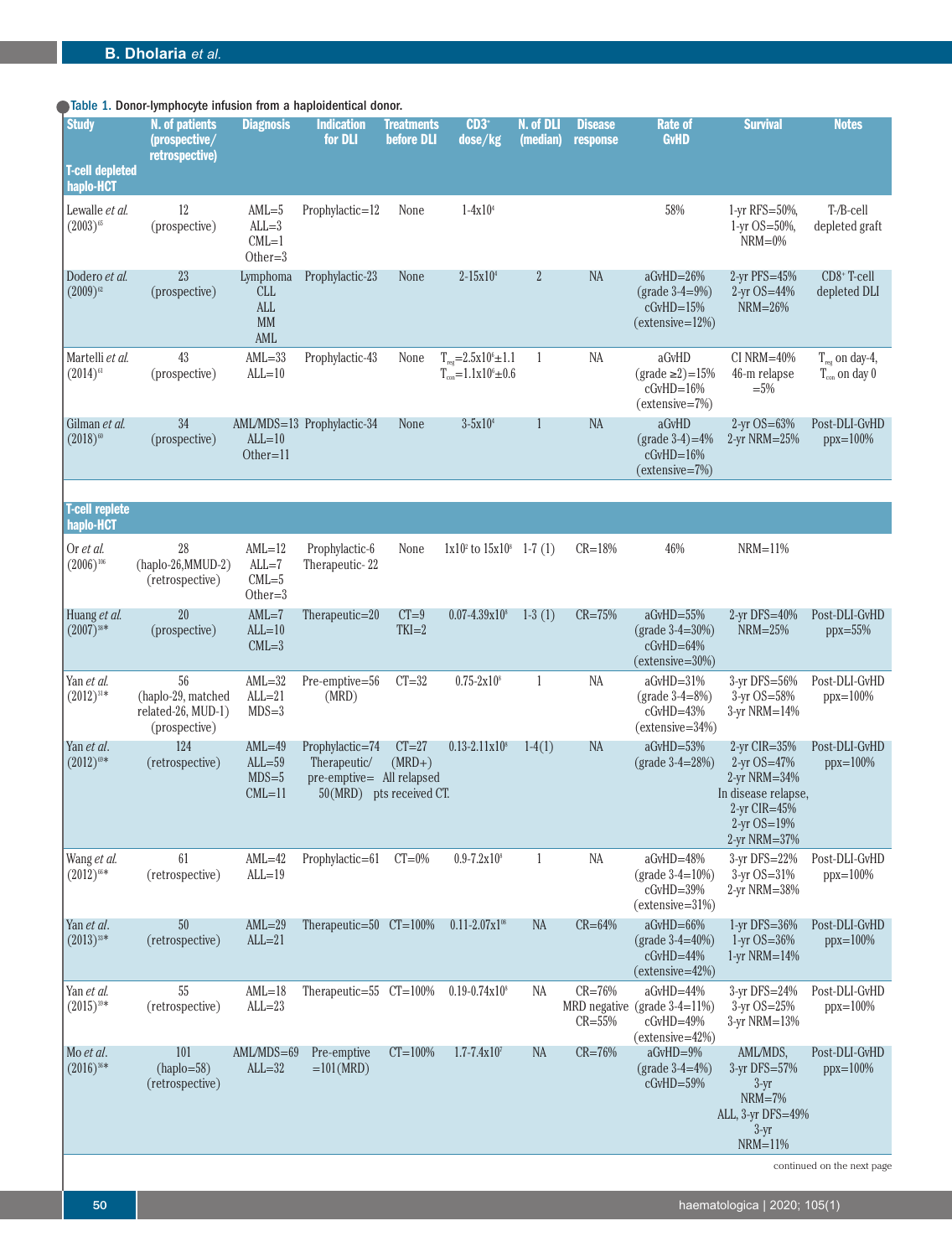Table 1. Donor-lymphocyte infusion from a haploidentical donor.

| Study | N. of patients (prospective/ retrospective) | Diagnosis | Indication for DLI | Treatments before DLI | $CD3^+$ dose/kg | N. of DLI (median) | Disease response | Rate of GvHD | Survival | Notes |
|---|---|---|---|---|---|---|---|---|---|---|
| **T-cell depleted haplo-HCT** | | | | | | | | | | |
| Lewalle *et al.* (2003)[65] | 12 (prospective) | AML=5 ALL=3 CML=1 Other=3 | Prophylactic=12 | None | $1\text{-}4\times10^4$ | | | 58% | 1-yr RFS=50%, 1-yr OS=50%, NRM=0% | $T^-$/B-cell depleted graft |
| Dodero *et al.* (2009)[62] | 23 (prospective) | Lymphoma CLL ALL MM AML | Prophylactic-23 | None | $2\text{-}15\times10^4$ | 2 | NA | aGvHD=26% (grade 3-4=9%) cGvHD=15% (extensive=12%) | 2-yr PFS=45% 2-yr OS=44% NRM=26% | $CD8^+$ T-cell depleted DLI |
| Martelli *et al.* (2014)[61] | 43 (prospective) | AML=33 ALL=10 | Prophylactic-43 | None | $T_{reg}=2.5\times10^6\pm1.1$ $T_{con}=1.1\times10^6\pm0.6$ | 1 | NA | aGvHD (grade ≥2)=15% cGvHD=16% (extensive=7%) | CI NRM=40% 46-m relapse =5% | $T_{reg}$ on day-4, $T_{con}$ on day 0 |
| Gilman *et al.* (2018)[60] | 34 (prospective) | AML/MDS=13 ALL=10 Other=11 | Prophylactic-34 | None | $3\text{-}5\times10^4$ | 1 | NA | aGvHD (grade 3-4)=4% cGvHD=16% (extensive=7%) | 2-yr OS=63% 2-yr NRM=25% | Post-DLI-GvHD ppx=100% |
| **T-cell replete haplo-HCT** | | | | | | | | | | |
| Or *et al.* (2006)[106] | 28 (haplo-26,MMUD-2) (retrospective) | AML=12 ALL=7 CML=5 Other=3 | Prophylactic-6 Therapeutic- 22 | None | $1\times10^2$ to $15\times10^8$ | 1-7 (1) | CR=18% | 46% | NRM=11% | |
| Huang *et al.* (2007)[38]* | 20 (prospective) | AML=7 ALL=10 CML=3 | Therapeutic=20 | CT=9 TKI=2 | $0.07\text{-}4.39\times10^8$ | 1-3 (1) | CR=75% | aGvHD=55% (grade 3-4=30%) cGvHD=64% (extensive=30%) | 2-yr DFS=40% NRM=25% | Post-DLI-GvHD ppx=55% |
| Yan *et al.* (2012)[31]* | 56 (haplo-29, matched related-26, MUD-1) (prospective) | AML=32 ALL=21 MDS=3 | Pre-emptive=56 (MRD) | CT=32 | $0.75\text{-}2\times10^8$ | 1 | NA | aGvHD=31% (grade 3-4=8%) cGvHD=43% (extensive=34%) | 3-yr DFS=56% 3-yr OS=58% 3-yr NRM=14% | Post-DLI-GvHD ppx=100% |
| Yan *et al.* (2012)[69]* | 124 (retrospective) | AML=49 ALL=59 MDS=5 CML=11 | Prophylactic=74 Therapeutic/ pre-emptive= 50(MRD) | CT=27 (MRD+) All relapsed pts received CT. | $0.13\text{-}2.11\times10^8$ | 1-4(1) | NA | aGvHD=53% (grade 3-4=28%) | 2-yr CIR=35% 2-yr OS=47% 2-yr NRM=34% In disease relapse, 2-yr CIR=45% 2-yr OS=19% 2-yr NRM=37% | Post-DLI-GvHD ppx=100% |
| Wang *et al.* (2012)[66]* | 61 (retrospective) | AML=42 ALL=19 | Prophylactic=61 | CT=0% | $0.9\text{-}7.2\times10^8$ | 1 | NA | aGvHD=48% (grade 3-4=10%) cGvHD=39% (extensive=31%) | 3-yr DFS=22% 3-yr OS=31% 2-yr NRM=38% | Post-DLI-GvHD ppx=100% |
| Yan *et al.* (2013)[33]* | 50 (retrospective) | AML=29 ALL=21 | Therapeutic=50 | CT=100% | $0.11\text{-}2.07\times10^8$ | NA | CR=64% | aGvHD=66% (grade 3-4=40%) cGvHD=44% (extensive=42%) | 1-yr DFS=36% 1-yr OS=36% 1-yr NRM=14% | Post-DLI-GvHD ppx=100% |
| Yan *et al.* (2015)[39]* | 55 (retrospective) | AML=18 ALL=23 | Therapeutic=55 | CT=100% | $0.19\text{-}0.74\times10^8$ | NA | CR=76% MRD negative CR=55% | aGvHD=44% (grade 3-4=11%) cGvHD=49% (extensive=42%) | 3-yr DFS=24% 3-yr OS=25% 3-yr NRM=13% | Post-DLI-GvHD ppx=100% |
| Mo *et al.* (2016)[36]* | 101 (haplo=58) (retrospective) | AML/MDS=69 ALL=32 | Pre-emptive =101(MRD) | CT=100% | $1.7\text{-}7.4\times10^7$ | NA | CR=76% | aGvHD=9% (grade 3-4=4%) cGvHD=59% | AML/MDS, 3-yr DFS=57% 3-yr NRM=7% ALL, 3-yr DFS=49% 3-yr NRM=11% | Post-DLI-GvHD ppx=100% |

continued on the next page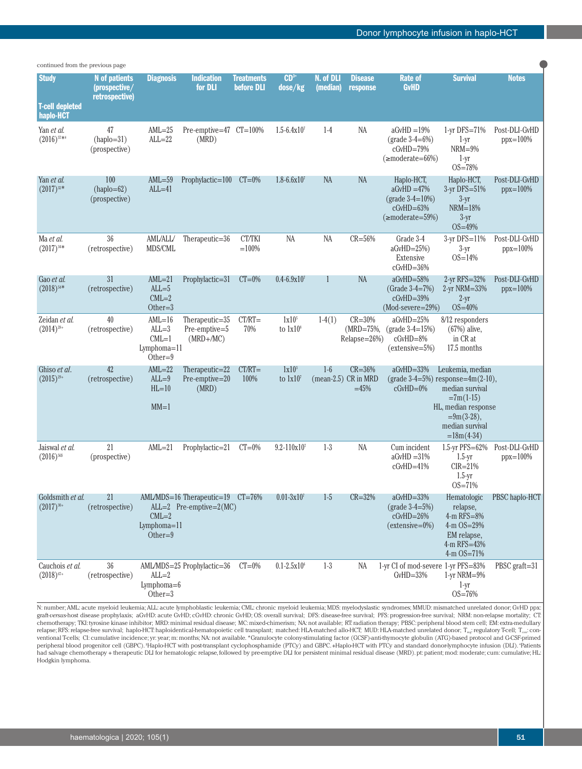continued from the previous page

| Study<br>T-cell depleted haplo-HCT | N of patients (prospective/ retrospective) | Diagnosis | Indication for DLI | Treatments before DLI | $CD^{3+}$ dose/kg | N. of DLI (median) | Disease response | Rate of GvHD | Survival | Notes |
|---|---|---|---|---|---|---|---|---|---|---|
| Yan *et al.* (2016)[57*§] | 47 (haplo=31) (prospective) | AML=25 ALL=22 | Pre-emptive=47 (MRD) | CT=100% | 1.5-6.4x10$^7$ | 1-4 | NA | aGvHD =19% (grade 3-4=6%) cGvHD=79% (≥moderate=66%) | 1-yr DFS=71% 1-yr NRM=9% 1-yr OS=78% | Post-DLI-GvHD ppx=100% |
| Yan *et al.* (2017)[32*] | 100 (haplo=62) (prospective) | AML=59 ALL=41 | Prophylactic=100 | CT=0% | 1.8-6.6x10$^7$ | NA | NA | Haplo-HCT, aGvHD =47% (grade 3-4=10%) cGvHD=63% (≥moderate=59%) | Haplo-HCT, 3-yr DFS=51% 3-yr NRM=18% 3-yr OS=49% | Post-DLI-GvHD ppx=100% |
| Ma *et al.* (2017)[34*] | 36 (retrospective) | AML/ALL/ MDS/CML | Therapeutic=36 | CT/TKI =100% | NA | NA | CR=56% | Grade 3-4 aGvHD=25%) Extensive cGvHD=36% | 3-yr DFS=11% 3-yr OS=14% | Post-DLI-GvHD ppx=100% |
| Gao *et al.* (2018)[58*] | 31 (retrospective) | AML=21 ALL=5 CML=2 Other=3 | Prophylactic=31 | CT=0% | 0.4-6.9x10$^7$ | 1 | NA | aGvHD=58% (Grade 3-4=7%) cGvHD=39% (Mod-severe=29%) | 2-yr RFS=32% 2-yr NRM=33% 2-yr OS=40% | Post-DLI-GvHD ppx=100% |
| Zeidan *et al.* (2014)[28+] | 40 (retrospective) | AML=16 ALL=3 CML=1 Lymphoma=11 Other=9 | Therapeutic=35 Pre-emptive=5 (MRD+/MC) | CT/RT= 70% | 1x10$^5$ to 1x10$^8$ | 1-4(1) | CR=30% (MRD=75%, Relapse=26%) | aGvHD=25% (grade 3-4=15%) cGvHD=8% (extensive=5%) | 8/12 responders (67%) alive, in CR at 17.5 months | |
| Ghiso *et al.* (2015)[29+] | 42 (retrospective) | AML=22 ALL=9 HL=10 MM=1 | Therapeutic=22 Pre-emptive=20 (MRD) | CT/RT= 100% | 1x10$^3$ to 1x10$^7$ | 1-6 (mean-2.5) | CR=36% CR in MRD =45% | aGvHD=33% (grade 3-4=5%) cGvHD=0% | Leukemia, median response=4m(2-10), median survival =7m(1-15) HL, median response =9m(3-28), median survival =18m(4-34) | |
| Jaiswal *et al.* (2016)[56§] | 21 (prospective) | AML=21 | Prophylactic=21 | CT=0% | 9.2-110x10$^7$ | 1-3 | NA | Cum incident aGvHD =31% cGvHD=41% | 1.5-yr PFS=62% 1.5-yr CIR=21% 1.5-yr OS=71% | Post-DLI-GvHD ppx=100% |
| Goldsmith *et al.* (2017)[30+] | 21 (retrospective) | AML/MDS=16 ALL=2 CML=2 Lymphoma=11 Other=9 | Therapeutic=19 Pre-emptive=2(MC) | CT=76% | 0.01-3x10$^7$ | 1-5 | CR=32% | aGvHD=33% (grade 3-4=5%) cGvHD=26% (extensive=0%) | Hematologic relapse, 4-m RFS=8% 4-m OS=29% EM relapse, 4-m RFS=43% 4-m OS=71% | PBSC haplo-HCT |
| Cauchois *et al.* (2018)[67+] | 36 (retrospective) | AML/MDS=25 ALL=2 Lymphoma=6 Other=3 | Prophylactic=36 | CT=0% | 0.1-2.5x10$^6$ | 1-3 | NA | 1-yr CI of mod-severe GvHD=33% | 1-yr PFS=83% 1-yr NRM=9% 1-yr OS=76% | PBSC graft=31 |

N: number; AML: acute myeloid leukemia; ALL: acute lymphoblastic leukemia; CML: chronic myeloid leukemia; MDS: myelodysplastic syndromes; MMUD: mismatched unrelated donor; GvHD ppx: graft-*versus*-host disease prophylaxis; aGvHD: acute GvHD; cGvHD: chronic GvHD; OS: overall survival; DFS: disease-free survival; PFS: progression-free survival; NRM: non-relapse mortality; CT: chemotherapy; TKI: tyrosine kinase inhibitor; MRD: minimal residual disease; MC: mixed-chimerism; NA: not available; RT: radiation therapy; PBSC: peripheral blood stem cell; EM: extra-medullary relapse; RFS: relapse-free survival; haplo-HCT: haploidentical-hematopoietic cell transplant; matched: HLA-matched allo-HCT; MUD: HLA-matched unrelated donor; $T_{reg}$: regulatory T-cell; $T_{con}$: conventional T-cells; CI: cumulative incidence; yr: year; m: months; NA: not available. *Granulocyte colony-stimulating factor (GCSF)-anti-thymocyte globulin (ATG)-based protocol and G-CSF-primed peripheral blood progenitor cell (GBPC). §Haplo-HCT with post-transplant cyclophosphamide (PTCy) and GBPC. +Haplo-HCT with PTCy and standard donor-lymphocyte infusion (DLI). ‡Patients had salvage chemotherapy + therapeutic DLI for hematologic relapse, followed by pre-emptive DLI for persistent minimal residual disease (MRD). pt: patient; mod: moderate; cum: cumulative; HL: Hodgkin lymphoma.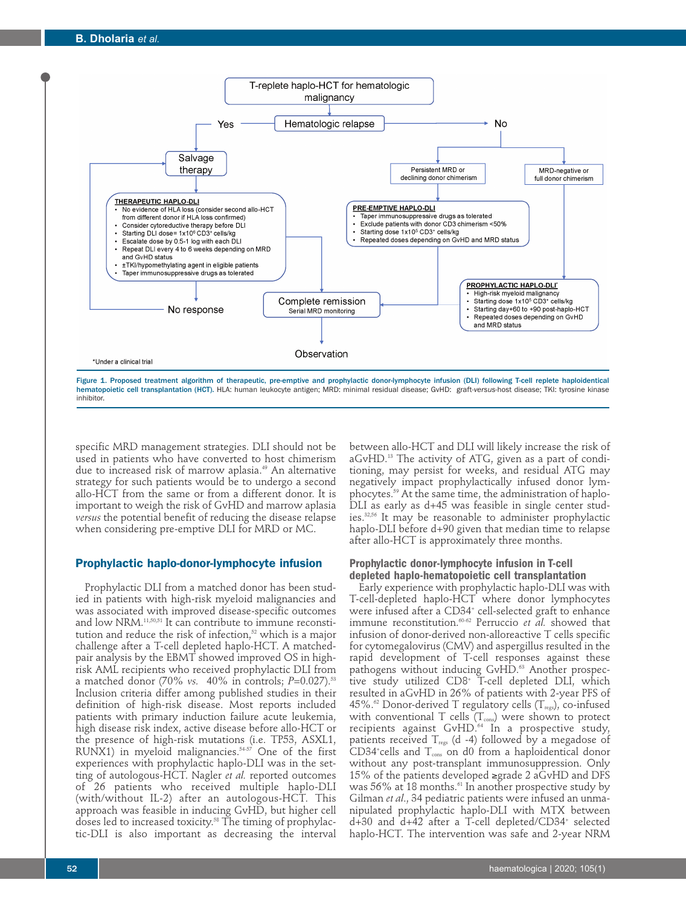T-replete haplo-HCT for hematologic malignancy

Hematologic relapse

Yes → Salvage therapy

**THERAPEUTIC HAPLO-DLI**
- No evidence of HLA loss (consider second allo-HCT from different donor if HLA loss confirmed)
- Consider cytoreductive therapy before DLI
- Starting DLI dose= 1x10[6] CD3+ cells/kg
- Escalate dose by 0.5-1 log with each DLI
- Repeat DLI every 4 to 6 weeks depending on MRD and GvHD status
- ±TKI/hypomethylating agent in eligible patients
- Taper immunosuppressive drugs as tolerated

No response → Salvage therapy

Complete remission (Serial MRD monitoring) → Observation

No → Persistent MRD or declining donor chimerism | MRD-negative or full donor chimerism

**PRE-EMPTIVE HAPLO-DLI**
- Taper immunosuppressive drugs as tolerated
- Exclude patients with donor CD3 chimerism <50%
- Starting dose 1x10[5] CD3+ cells/kg
- Repeated doses depending on GvHD and MRD status

**PROPHYLACTIC HAPLO-DLI***
- High-risk myeloid malignancy
- Starting dose 1x10[5] CD3+ cells/kg
- Starting day+60 to +90 post-haplo-HCT
- Repeated doses depending on GvHD and MRD status

*Under a clinical trial

**Figure 1. Proposed treatment algorithm of therapeutic, pre-emptive and prophylactic donor-lymphocyte infusion (DLI) following T-cell replete haploidentical hematopoietic cell transplantation (HCT).** HLA: human leukocyte antigen; MRD: minimal residual disease; GvHD: graft-*versus*-host disease; TKI: tyrosine kinase inhibitor.

specific MRD management strategies. DLI should not be used in patients who have converted to host chimerism due to increased risk of marrow aplasia.[49] An alternative strategy for such patients would be to undergo a second allo-HCT from the same or from a different donor. It is important to weigh the risk of GvHD and marrow aplasia *versus* the potential benefit of reducing the disease relapse when considering pre-emptive DLI for MRD or MC.

## Prophylactic haplo-donor-lymphocyte infusion

Prophylactic DLI from a matched donor has been studied in patients with high-risk myeloid malignancies and was associated with improved disease-specific outcomes and low NRM.[11,50,51] It can contribute to immune reconstitution and reduce the risk of infection,[52] which is a major challenge after a T-cell depleted haplo-HCT. A matched-pair analysis by the EBMT showed improved OS in high-risk AML recipients who received prophylactic DLI from a matched donor (70% *vs.* 40% in controls; $P$=0.027).[53] Inclusion criteria differ among published studies in their definition of high-risk disease. Most reports included patients with primary induction failure acute leukemia, high disease risk index, active disease before allo-HCT or the presence of high-risk mutations (i.e. TP53, ASXL1, RUNX1) in myeloid malignancies.[54-57] One of the first experiences with prophylactic haplo-DLI was in the setting of autologous-HCT. Nagler *et al.* reported outcomes of 26 patients who received multiple haplo-DLI (with/without IL-2) after an autologous-HCT. This approach was feasible in inducing GvHD, but higher cell doses led to increased toxicity.[58] The timing of prophylactic-DLI is also important as decreasing the interval between allo-HCT and DLI will likely increase the risk of aGvHD.[13] The activity of ATG, given as a part of conditioning, may persist for weeks, and residual ATG may negatively impact prophylactically infused donor lymphocytes.[59] At the same time, the administration of haplo-DLI as early as d+45 was feasible in single center studies.[32,56] It may be reasonable to administer prophylactic haplo-DLI before d+90 given that median time to relapse after allo-HCT is approximately three months.

## Prophylactic donor-lymphocyte infusion in T-cell depleted haplo-hematopoietic cell transplantation

Early experience with prophylactic haplo-DLI was with T-cell-depleted haplo-HCT where donor lymphocytes were infused after a CD34+ cell-selected graft to enhance immune reconstitution.[60-62] Perruccio *et al.* showed that infusion of donor-derived non-alloreactive T cells specific for cytomegalovirus (CMV) and aspergillus resulted in the rapid development of T-cell responses against these pathogens without inducing GvHD.[63] Another prospective study utilized CD8+ T-cell depleted DLI, which resulted in aGvHD in 26% of patients with 2-year PFS of 45%.[62] Donor-derived T regulatory cells ($T_{regs}$), co-infused with conventional T cells ($T_{cons}$) were shown to protect recipients against GvHD.[64] In a prospective study, patients received $T_{regs}$ (d -4) followed by a megadose of CD34+cells and $T_{cons}$ on d0 from a haploidentical donor without any post-transplant immunosuppression. Only 15% of the patients developed ≥grade 2 aGvHD and DFS was 56% at 18 months.[61] In another prospective study by Gilman *et al.*, 34 pediatric patients were infused an unmanipulated prophylactic haplo-DLI with MTX between d+30 and d+42 after a T-cell depleted/CD34+ selected haplo-HCT. The intervention was safe and 2-year NRM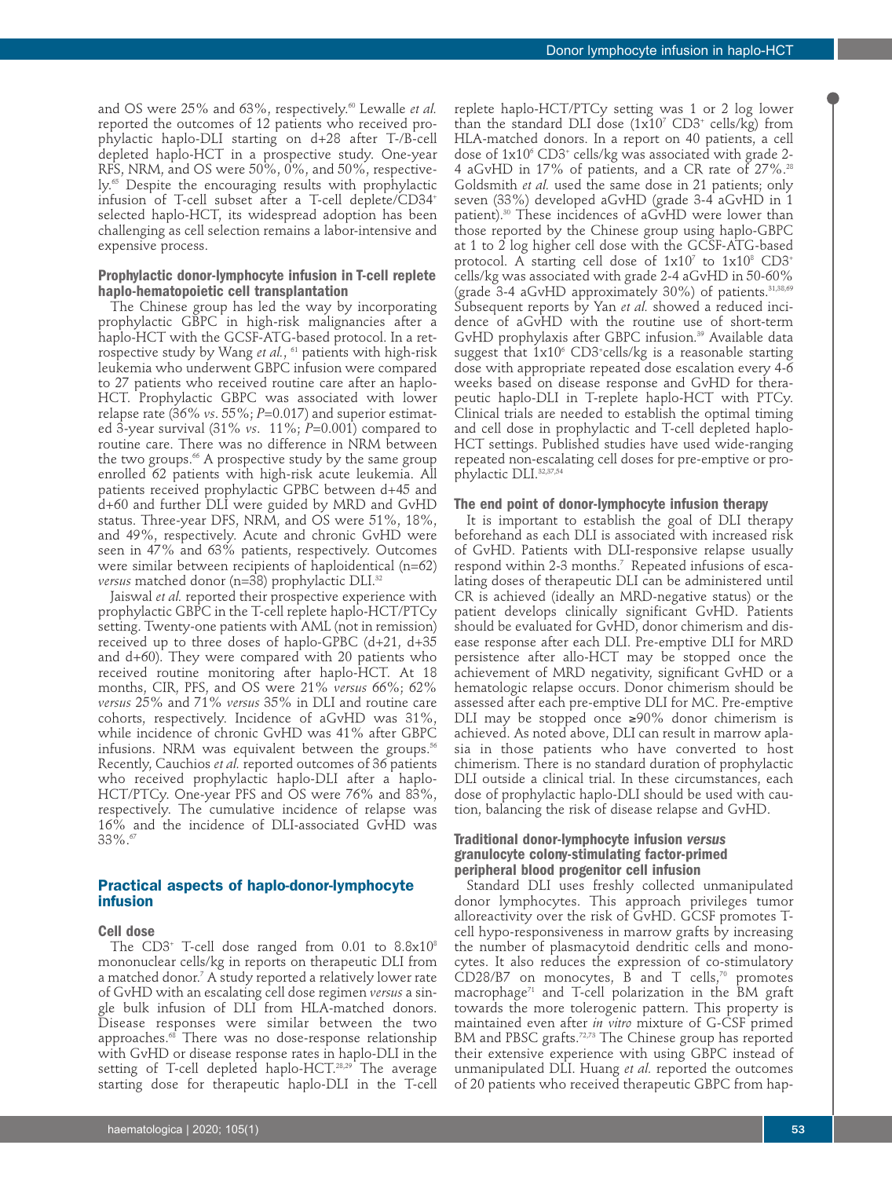and OS were 25% and 63%, respectively.[60] Lewalle *et al.* reported the outcomes of 12 patients who received prophylactic haplo-DLI starting on d+28 after T-/B-cell depleted haplo-HCT in a prospective study. One-year RFS, NRM, and OS were 50%, 0%, and 50%, respectively.[65] Despite the encouraging results with prophylactic infusion of T-cell subset after a T-cell deplete/CD34+ selected haplo-HCT, its widespread adoption has been challenging as cell selection remains a labor-intensive and expensive process.

### Prophylactic donor-lymphocyte infusion in T-cell replete haplo-hematopoietic cell transplantation

The Chinese group has led the way by incorporating prophylactic GBPC in high-risk malignancies after a haplo-HCT with the GCSF-ATG-based protocol. In a retrospective study by Wang *et al.*, [61] patients with high-risk leukemia who underwent GBPC infusion were compared to 27 patients who received routine care after an haplo-HCT. Prophylactic GBPC was associated with lower relapse rate (36% *vs.* 55%; $P$=0.017) and superior estimated 3-year survival (31% *vs.* 11%; $P$=0.001) compared to routine care. There was no difference in NRM between the two groups.[66] A prospective study by the same group enrolled 62 patients with high-risk acute leukemia. All patients received prophylactic GPBC between d+45 and d+60 and further DLI were guided by MRD and GvHD status. Three-year DFS, NRM, and OS were 51%, 18%, and 49%, respectively. Acute and chronic GvHD were seen in 47% and 63% patients, respectively. Outcomes were similar between recipients of haploidentical (n=62) *versus* matched donor (n=38) prophylactic DLI.[32]

Jaiswal *et al.* reported their prospective experience with prophylactic GBPC in the T-cell replete haplo-HCT/PTCy setting. Twenty-one patients with AML (not in remission) received up to three doses of haplo-GPBC (d+21, d+35 and d+60). They were compared with 20 patients who received routine monitoring after haplo-HCT. At 18 months, CIR, PFS, and OS were 21% *versus* 66%; 62% *versus* 25% and 71% *versus* 35% in DLI and routine care cohorts, respectively. Incidence of aGvHD was 31%, while incidence of chronic GvHD was 41% after GBPC infusions. NRM was equivalent between the groups.[56] Recently, Cauchios *et al.* reported outcomes of 36 patients who received prophylactic haplo-DLI after a haplo-HCT/PTCy. One-year PFS and OS were 76% and 83%, respectively. The cumulative incidence of relapse was 16% and the incidence of DLI-associated GvHD was 33%.[67]

## Practical aspects of haplo-donor-lymphocyte infusion

### Cell dose

The CD3+ T-cell dose ranged from 0.01 to 8.8x10[8] mononuclear cells/kg in reports on therapeutic DLI from a matched donor.[7] A study reported a relatively lower rate of GvHD with an escalating cell dose regimen *versus* a single bulk infusion of DLI from HLA-matched donors. Disease responses were similar between the two approaches.[68] There was no dose-response relationship with GvHD or disease response rates in haplo-DLI in the setting of T-cell depleted haplo-HCT.[28,29] The average starting dose for therapeutic haplo-DLI in the T-cell replete haplo-HCT/PTCy setting was 1 or 2 log lower than the standard DLI dose (1x10[7] CD3+ cells/kg) from HLA-matched donors. In a report on 40 patients, a cell dose of 1x10[6] CD3+ cells/kg was associated with grade 2-4 aGvHD in 17% of patients, and a CR rate of 27%.[28] Goldsmith *et al.* used the same dose in 21 patients; only seven (33%) developed aGvHD (grade 3-4 aGvHD in 1 patient).[30] These incidences of aGvHD were lower than those reported by the Chinese group using haplo-GBPC at 1 to 2 log higher cell dose with the GCSF-ATG-based protocol. A starting cell dose of 1x10[7] to 1x10[8] CD3+ cells/kg was associated with grade 2-4 aGvHD in 50-60% (grade 3-4 aGvHD approximately 30%) of patients.[31,38,69] Subsequent reports by Yan *et al.* showed a reduced incidence of aGvHD with the routine use of short-term GvHD prophylaxis after GBPC infusion.[39] Available data suggest that 1x10[6] CD3+cells/kg is a reasonable starting dose with appropriate repeated dose escalation every 4-6 weeks based on disease response and GvHD for therapeutic haplo-DLI in T-replete haplo-HCT with PTCy. Clinical trials are needed to establish the optimal timing and cell dose in prophylactic and T-cell depleted haplo-HCT settings. Published studies have used wide-ranging repeated non-escalating cell doses for pre-emptive or prophylactic DLI.[32,37,54]

### The end point of donor-lymphocyte infusion therapy

It is important to establish the goal of DLI therapy beforehand as each DLI is associated with increased risk of GvHD. Patients with DLI-responsive relapse usually respond within 2-3 months.[7] Repeated infusions of escalating doses of therapeutic DLI can be administered until CR is achieved (ideally an MRD-negative status) or the patient develops clinically significant GvHD. Patients should be evaluated for GvHD, donor chimerism and disease response after each DLI. Pre-emptive DLI for MRD persistence after allo-HCT may be stopped once the achievement of MRD negativity, significant GvHD or a hematologic relapse occurs. Donor chimerism should be assessed after each pre-emptive DLI for MC. Pre-emptive DLI may be stopped once ≥90% donor chimerism is achieved. As noted above, DLI can result in marrow aplasia in those patients who have converted to host chimerism. There is no standard duration of prophylactic DLI outside a clinical trial. In these circumstances, each dose of prophylactic haplo-DLI should be used with caution, balancing the risk of disease relapse and GvHD.

### Traditional donor-lymphocyte infusion *versus* granulocyte colony-stimulating factor-primed peripheral blood progenitor cell infusion

Standard DLI uses freshly collected unmanipulated donor lymphocytes. This approach privileges tumor alloreactivity over the risk of GvHD. GCSF promotes T-cell hypo-responsiveness in marrow grafts by increasing the number of plasmacytoid dendritic cells and monocytes. It also reduces the expression of co-stimulatory CD28/B7 on monocytes, B and T cells,[70] promotes macrophage[71] and T-cell polarization in the BM graft towards the more tolerogenic pattern. This property is maintained even after *in vitro* mixture of G-CSF primed BM and PBSC grafts.[72,73] The Chinese group has reported their extensive experience with using GBPC instead of unmanipulated DLI. Huang *et al.* reported the outcomes of 20 patients who received therapeutic GBPC from hap-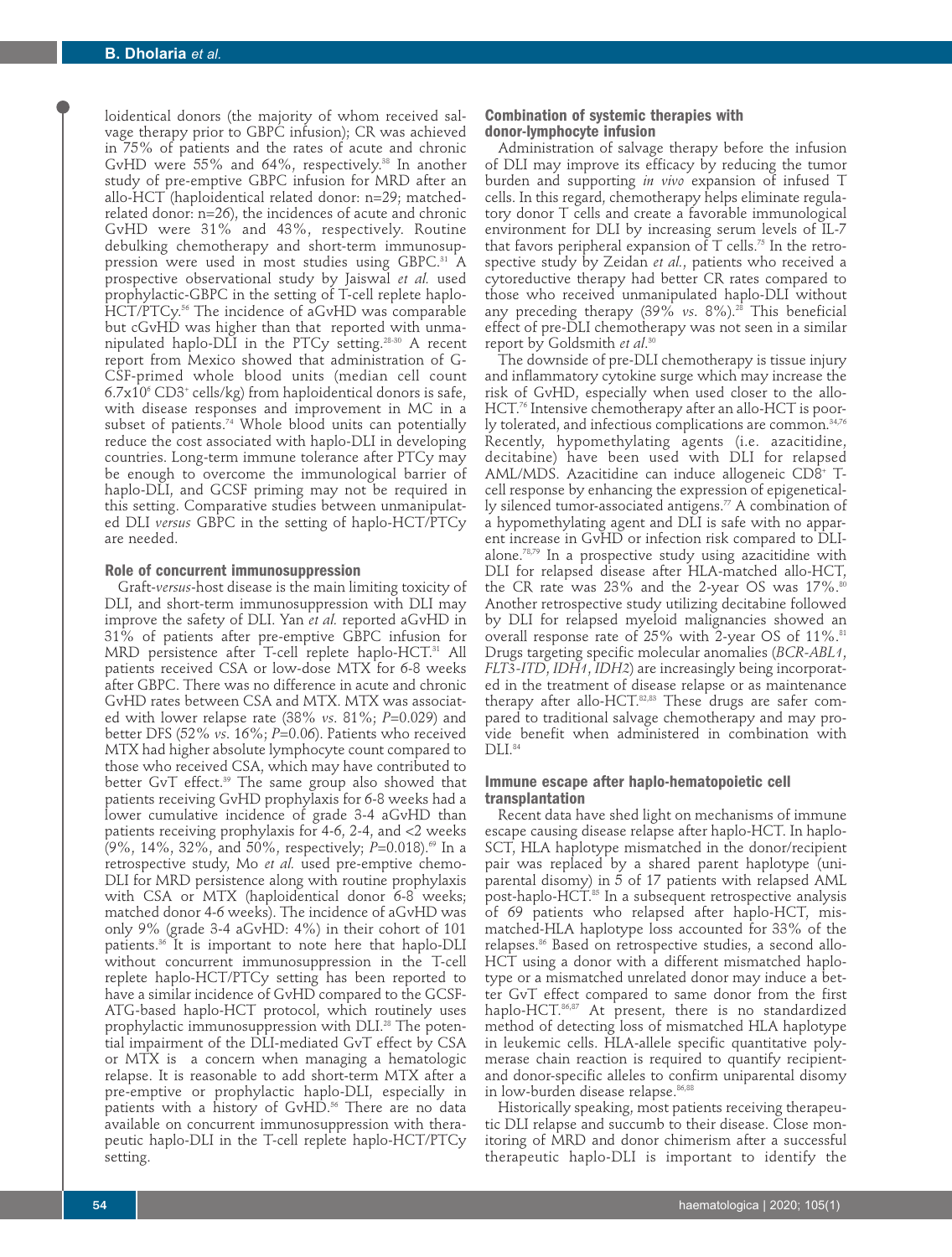loidentical donors (the majority of whom received salvage therapy prior to GBPC infusion); CR was achieved in 75% of patients and the rates of acute and chronic GvHD were 55% and 64%, respectively.[38] In another study of pre-emptive GBPC infusion for MRD after an allo-HCT (haploidentical related donor: n=29; matched-related donor: n=26), the incidences of acute and chronic GvHD were 31% and 43%, respectively. Routine debulking chemotherapy and short-term immunosuppression were used in most studies using GBPC.[31] A prospective observational study by Jaiswal *et al.* used prophylactic-GBPC in the setting of T-cell replete haplo-HCT/PTCy.[56] The incidence of aGvHD was comparable but cGvHD was higher than that reported with unmanipulated haplo-DLI in the PTCy setting.[28-30] A recent report from Mexico showed that administration of G-CSF-primed whole blood units (median cell count $6.7 \times 10^6$ $CD3^+$ cells/kg) from haploidentical donors is safe, with disease responses and improvement in MC in a subset of patients.[74] Whole blood units can potentially reduce the cost associated with haplo-DLI in developing countries. Long-term immune tolerance after PTCy may be enough to overcome the immunological barrier of haplo-DLI, and GCSF priming may not be required in this setting. Comparative studies between unmanipulated DLI *versus* GBPC in the setting of haplo-HCT/PTCy are needed.

### Role of concurrent immunosuppression

Graft-*versus*-host disease is the main limiting toxicity of DLI, and short-term immunosuppression with DLI may improve the safety of DLI. Yan *et al.* reported aGvHD in 31% of patients after pre-emptive GBPC infusion for MRD persistence after T-cell replete haplo-HCT.[31] All patients received CSA or low-dose MTX for 6-8 weeks after GBPC. There was no difference in acute and chronic GvHD rates between CSA and MTX. MTX was associated with lower relapse rate (38% *vs.* 81%; *P*=0.029) and better DFS (52% *vs.* 16%; *P*=0.06). Patients who received MTX had higher absolute lymphocyte count compared to those who received CSA, which may have contributed to better GvT effect.[39] The same group also showed that patients receiving GvHD prophylaxis for 6-8 weeks had a lower cumulative incidence of grade 3-4 aGvHD than patients receiving prophylaxis for 4-6, 2-4, and <2 weeks (9%, 14%, 32%, and 50%, respectively; *P*=0.018).[69] In a retrospective study, Mo *et al.* used pre-emptive chemo-DLI for MRD persistence along with routine prophylaxis with CSA or MTX (haploidentical donor 6-8 weeks; matched donor 4-6 weeks). The incidence of aGvHD was only 9% (grade 3-4 aGvHD: 4%) in their cohort of 101 patients.[36] It is important to note here that haplo-DLI without concurrent immunosuppression in the T-cell replete haplo-HCT/PTCy setting has been reported to have a similar incidence of GvHD compared to the GCSF-ATG-based haplo-HCT protocol, which routinely uses prophylactic immunosuppression with DLI.[28] The potential impairment of the DLI-mediated GvT effect by CSA or MTX is a concern when managing a hematologic relapse. It is reasonable to add short-term MTX after a pre-emptive or prophylactic haplo-DLI, especially in patients with a history of GvHD.[56] There are no data available on concurrent immunosuppression with therapeutic haplo-DLI in the T-cell replete haplo-HCT/PTCy setting.

### Combination of systemic therapies with donor-lymphocyte infusion

Administration of salvage therapy before the infusion of DLI may improve its efficacy by reducing the tumor burden and supporting *in vivo* expansion of infused T cells. In this regard, chemotherapy helps eliminate regulatory donor T cells and create a favorable immunological environment for DLI by increasing serum levels of IL-7 that favors peripheral expansion of T cells.[75] In the retrospective study by Zeidan *et al.*, patients who received a cytoreductive therapy had better CR rates compared to those who received unmanipulated haplo-DLI without any preceding therapy (39% *vs.* 8%).[28] This beneficial effect of pre-DLI chemotherapy was not seen in a similar report by Goldsmith *et al.*[30]

The downside of pre-DLI chemotherapy is tissue injury and inflammatory cytokine surge which may increase the risk of GvHD, especially when used closer to the allo-HCT.[76] Intensive chemotherapy after an allo-HCT is poorly tolerated, and infectious complications are common.[34,76] Recently, hypomethylating agents (i.e. azacitidine, decitabine) have been used with DLI for relapsed AML/MDS. Azacitidine can induce allogeneic $CD8^+$ T-cell response by enhancing the expression of epigenetically silenced tumor-associated antigens.[77] A combination of a hypomethylating agent and DLI is safe with no apparent increase in GvHD or infection risk compared to DLI-alone.[78,79] In a prospective study using azacitidine with DLI for relapsed disease after HLA-matched allo-HCT, the CR rate was 23% and the 2-year OS was 17%.[80] Another retrospective study utilizing decitabine followed by DLI for relapsed myeloid malignancies showed an overall response rate of 25% with 2-year OS of 11%.[81] Drugs targeting specific molecular anomalies (*BCR-ABL1*, *FLT3-ITD*, *IDH1*, *IDH2*) are increasingly being incorporated in the treatment of disease relapse or as maintenance therapy after allo-HCT.[82,83] These drugs are safer compared to traditional salvage chemotherapy and may provide benefit when administered in combination with DLI.[84]

### Immune escape after haplo-hematopoietic cell transplantation

Recent data have shed light on mechanisms of immune escape causing disease relapse after haplo-HCT. In haplo-SCT, HLA haplotype mismatched in the donor/recipient pair was replaced by a shared parent haplotype (uniparental disomy) in 5 of 17 patients with relapsed AML post-haplo-HCT.[85] In a subsequent retrospective analysis of 69 patients who relapsed after haplo-HCT, mismatched-HLA haplotype loss accounted for 33% of the relapses.[86] Based on retrospective studies, a second allo-HCT using a donor with a different mismatched haplotype or a mismatched unrelated donor may induce a better GvT effect compared to same donor from the first haplo-HCT.[86,87] At present, there is no standardized method of detecting loss of mismatched HLA haplotype in leukemic cells. HLA-allele specific quantitative polymerase chain reaction is required to quantify recipient- and donor-specific alleles to confirm uniparental disomy in low-burden disease relapse.[86,88]

Historically speaking, most patients receiving therapeutic DLI relapse and succumb to their disease. Close monitoring of MRD and donor chimerism after a successful therapeutic haplo-DLI is important to identify the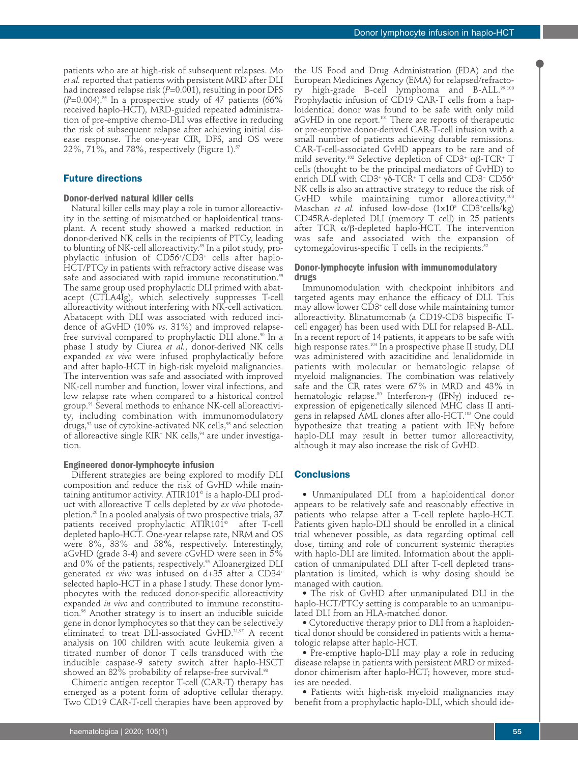patients who are at high-risk of subsequent relapses. Mo *et al.* reported that patients with persistent MRD after DLI had increased relapse risk ($P$=0.001), resulting in poor DFS ($P$=0.004).[36] In a prospective study of 47 patients (66% received haplo-HCT), MRD-guided repeated administration of pre-emptive chemo-DLI was effective in reducing the risk of subsequent relapse after achieving initial disease response. The one-year CIR, DFS, and OS were 22%, 71%, and 78%, respectively (Figure 1).[57]

## Future directions

### Donor-derived natural killer cells

Natural killer cells may play a role in tumor alloreactivity in the setting of mismatched or haploidentical transplant. A recent study showed a marked reduction in donor-derived NK cells in the recipients of PTCy, leading to blunting of NK-cell alloreactivity.[89] In a pilot study, prophylactic infusion of CD56+/CD3+ cells after haplo-HCT/PTCy in patients with refractory active disease was safe and associated with rapid immune reconstitution.[55] The same group used prophylactic DLI primed with abatacept (CTLA4Ig), which selectively suppresses T-cell alloreactivity without interfering with NK-cell activation. Abatacept with DLI was associated with reduced incidence of aGvHD (10% *vs*. 31%) and improved relapse-free survival compared to prophylactic DLI alone.[90] In a phase I study by Ciurea *et al.*, donor-derived NK cells expanded *ex vivo* were infused prophylactically before and after haplo-HCT in high-risk myeloid malignancies. The intervention was safe and associated with improved NK-cell number and function, lower viral infections, and low relapse rate when compared to a historical control group.[91] Several methods to enhance NK-cell alloreactivity, including combination with immunomodulatory drugs,[92] use of cytokine-activated NK cells,[93] and selection of alloreactive single KIR+ NK cells,[94] are under investigation.

### Engineered donor-lymphocyte infusion

Different strategies are being explored to modify DLI composition and reduce the risk of GvHD while maintaining antitumor activity. ATIR101© is a haplo-DLI product with alloreactive T cells depleted by *ex vivo* photodepletion.[20] In a pooled analysis of two prospective trials, 37 patients received prophylactic ATIR101© after T-cell depleted haplo-HCT. One-year relapse rate, NRM and OS were 8%, 33% and 58%, respectively. Interestingly, aGvHD (grade 3-4) and severe cGvHD were seen in 5% and 0% of the patients, respectively.[95] Alloanergized DLI generated *ex vivo* was infused on d+35 after a CD34+ selected haplo-HCT in a phase I study. These donor lymphocytes with the reduced donor-specific alloreactivity expanded *in vivo* and contributed to immune reconstitution.[96] Another strategy is to insert an inducible suicide gene in donor lymphocytes so that they can be selectively eliminated to treat DLI-associated GvHD.[21,97] A recent analysis on 100 children with acute leukemia given a titrated number of donor T cells transduced with the inducible caspase-9 safety switch after haplo-HSCT showed an 82% probability of relapse-free survival.[98]

Chimeric antigen receptor T-cell (CAR-T) therapy has emerged as a potent form of adoptive cellular therapy. Two CD19 CAR-T-cell therapies have been approved by the US Food and Drug Administration (FDA) and the European Medicines Agency (EMA) for relapsed/refractory high-grade B-cell lymphoma and B-ALL.[99,100] Prophylactic infusion of CD19 CAR-T cells from a haploidentical donor was found to be safe with only mild aGvHD in one report.[101] There are reports of therapeutic or pre-emptive donor-derived CAR-T-cell infusion with a small number of patients achieving durable remissions. CAR-T-cell-associated GvHD appears to be rare and of mild severity.[102] Selective depletion of CD3+ αβ-TCR+ T cells (thought to be the principal mediators of GvHD) to enrich DLI with CD3+ γδ-TCR+ T cells and CD3− CD56+ NK cells is also an attractive strategy to reduce the risk of GvHD while maintaining tumor alloreactivity.[103] Maschan *et al.* infused low-dose ($1 \times 10^5$ CD3+cells/kg) CD45RA-depleted DLI (memory T cell) in 25 patients after TCR α/β-depleted haplo-HCT. The intervention was safe and associated with the expansion of cytomegalovirus-specific T cells in the recipients.[52]

### Donor-lymphocyte infusion with immunomodulatory drugs

Immunomodulation with checkpoint inhibitors and targeted agents may enhance the efficacy of DLI. This may allow lower CD3+ cell dose while maintaining tumor alloreactivity. Blinatumomab (a CD19-CD3 bispecific T-cell engager) has been used with DLI for relapsed B-ALL. In a recent report of 14 patients, it appears to be safe with high response rates.[104] In a prospective phase II study, DLI was administered with azacitidine and lenalidomide in patients with molecular or hematologic relapse of myeloid malignancies. The combination was relatively safe and the CR rates were 67% in MRD and 43% in hematologic relapse.[80] Interferon-γ (IFNγ) induced re-expression of epigenetically silenced MHC class II antigens in relapsed AML clones after allo-HCT.[105] One could hypothesize that treating a patient with IFNγ before haplo-DLI may result in better tumor alloreactivity, although it may also increase the risk of GvHD.

## Conclusions

- Unmanipulated DLI from a haploidentical donor appears to be relatively safe and reasonably effective in patients who relapse after a T-cell replete haplo-HCT. Patients given haplo-DLI should be enrolled in a clinical trial whenever possible, as data regarding optimal cell dose, timing and role of concurrent systemic therapies with haplo-DLI are limited. Information about the application of unmanipulated DLI after T-cell depleted transplantation is limited, which is why dosing should be managed with caution.
- The risk of GvHD after unmanipulated DLI in the haplo-HCT/PTCy setting is comparable to an unmanipulated DLI from an HLA-matched donor.
- Cytoreductive therapy prior to DLI from a haploidentical donor should be considered in patients with a hematologic relapse after haplo-HCT.
- Pre-emptive haplo-DLI may play a role in reducing disease relapse in patients with persistent MRD or mixed-donor chimerism after haplo-HCT; however, more studies are needed.
- Patients with high-risk myeloid malignancies may benefit from a prophylactic haplo-DLI, which should ide-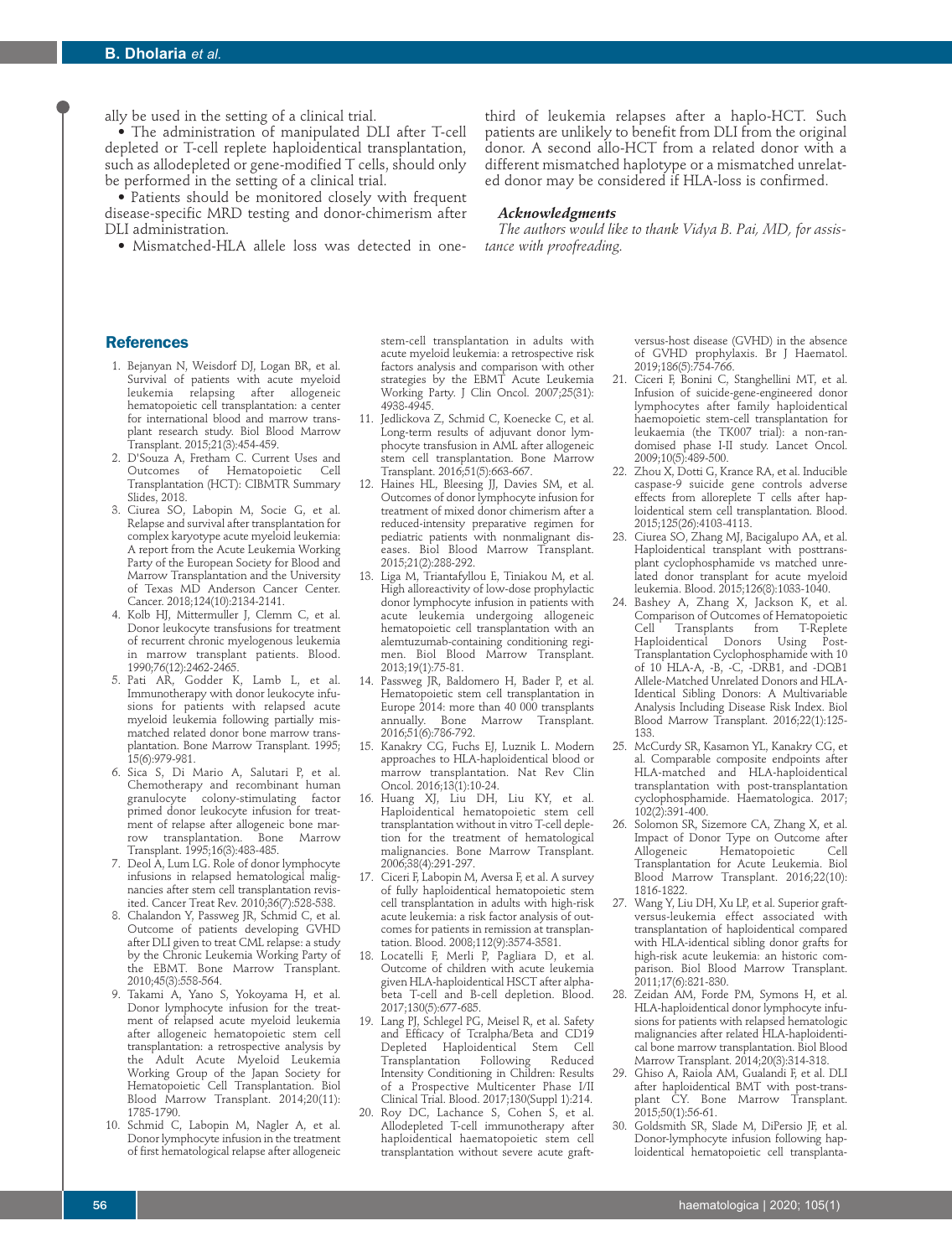ally be used in the setting of a clinical trial.

- The administration of manipulated DLI after T-cell depleted or T-cell replete haploidentical transplantation, such as allodepleted or gene-modified T cells, should only be performed in the setting of a clinical trial.
- Patients should be monitored closely with frequent disease-specific MRD testing and donor-chimerism after DLI administration.
- Mismatched-HLA allele loss was detected in one-third of leukemia relapses after a haplo-HCT. Such patients are unlikely to benefit from DLI from the original donor. A second allo-HCT from a related donor with a different mismatched haplotype or a mismatched unrelated donor may be considered if HLA-loss is confirmed.

#### *Acknowledgments*

*The authors would like to thank Vidya B. Pai, MD, for assistance with proofreading.*

## References

1. Bejanyan N, Weisdorf DJ, Logan BR, et al. Survival of patients with acute myeloid leukemia relapsing after allogeneic hematopoietic cell transplantation: a center for international blood and marrow transplant research study. Biol Blood Marrow Transplant. 2015;21(3):454-459.
2. D'Souza A, Fretham C. Current Uses and Outcomes of Hematopoietic Cell Transplantation (HCT): CIBMTR Summary Slides, 2018.
3. Ciurea SO, Labopin M, Socie G, et al. Relapse and survival after transplantation for complex karyotype acute myeloid leukemia: A report from the Acute Leukemia Working Party of the European Society for Blood and Marrow Transplantation and the University of Texas MD Anderson Cancer Center. Cancer. 2018;124(10):2134-2141.
4. Kolb HJ, Mittermuller J, Clemm C, et al. Donor leukocyte transfusions for treatment of recurrent chronic myelogenous leukemia in marrow transplant patients. Blood. 1990;76(12):2462-2465.
5. Pati AR, Godder K, Lamb L, et al. Immunotherapy with donor leukocyte infusions for patients with relapsed acute myeloid leukemia following partially mismatched related donor bone marrow transplantation. Bone Marrow Transplant. 1995; 15(6):979-981.
6. Sica S, Di Mario A, Salutari P, et al. Chemotherapy and recombinant human granulocyte colony-stimulating factor primed donor leukocyte infusion for treatment of relapse after allogeneic bone marrow transplantation. Bone Marrow Transplant. 1995;16(3):483-485.
7. Deol A, Lum LG. Role of donor lymphocyte infusions in relapsed hematological malignancies after stem cell transplantation revisited. Cancer Treat Rev. 2010;36(7):528-538.
8. Chalandon Y, Passweg JR, Schmid C, et al. Outcome of patients developing GVHD after DLI given to treat CML relapse: a study by the Chronic Leukemia Working Party of the EBMT. Bone Marrow Transplant. 2010;45(3):558-564.
9. Takami A, Yano S, Yokoyama H, et al. Donor lymphocyte infusion for the treatment of relapsed acute myeloid leukemia after allogeneic hematopoietic stem cell transplantation: a retrospective analysis by the Adult Acute Myeloid Leukemia Working Group of the Japan Society for Hematopoietic Cell Transplantation. Biol Blood Marrow Transplant. 2014;20(11): 1785-1790.
10. Schmid C, Labopin M, Nagler A, et al. Donor lymphocyte infusion in the treatment of first hematological relapse after allogeneic stem-cell transplantation in adults with acute myeloid leukemia: a retrospective risk factors analysis and comparison with other strategies by the EBMT Acute Leukemia Working Party. J Clin Oncol. 2007;25(31): 4938-4945.
11. Jedlickova Z, Schmid C, Koenecke C, et al. Long-term results of adjuvant donor lymphocyte transfusion in AML after allogeneic stem cell transplantation. Bone Marrow Transplant. 2016;51(5):663-667.
12. Haines HL, Bleesing JJ, Davies SM, et al. Outcomes of donor lymphocyte infusion for treatment of mixed donor chimerism after a reduced-intensity preparative regimen for pediatric patients with nonmalignant diseases. Biol Blood Marrow Transplant. 2015;21(2):288-292.
13. Liga M, Triantafyllou E, Tiniakou M, et al. High alloreactivity of low-dose prophylactic donor lymphocyte infusion in patients with acute leukemia undergoing allogeneic hematopoietic cell transplantation with an alemtuzumab-containing conditioning regimen. Biol Blood Marrow Transplant. 2013;19(1):75-81.
14. Passweg JR, Baldomero H, Bader P, et al. Hematopoietic stem cell transplantation in Europe 2014: more than 40 000 transplants annually. Bone Marrow Transplant. 2016;51(6):786-792.
15. Kanakry CG, Fuchs EJ, Luznik L. Modern approaches to HLA-haploidentical blood or marrow transplantation. Nat Rev Clin Oncol. 2016;13(1):10-24.
16. Huang XJ, Liu DH, Liu KY, et al. Haploidentical hematopoietic stem cell transplantation without in vitro T-cell depletion for the treatment of hematological malignancies. Bone Marrow Transplant. 2006;38(4):291-297.
17. Ciceri F, Labopin M, Aversa F, et al. A survey of fully haploidentical hematopoietic stem cell transplantation in adults with high-risk acute leukemia: a risk factor analysis of outcomes for patients in remission at transplantation. Blood. 2008;112(9):3574-3581.
18. Locatelli F, Merli P, Pagliara D, et al. Outcome of children with acute leukemia given HLA-haploidentical HSCT after alpha-beta T-cell and B-cell depletion. Blood. 2017;130(5):677-685.
19. Lang PJ, Schlegel PG, Meisel R, et al. Safety and Efficacy of Tcralpha/Beta and CD19 Depleted Haploidentical Stem Cell Transplantation Following Reduced Intensity Conditioning in Children: Results of a Prospective Multicenter Phase I/II Clinical Trial. Blood. 2017;130(Suppl 1):214.
20. Roy DC, Lachance S, Cohen S, et al. Allodepleted T-cell immunotherapy after haploidentical haematopoietic stem cell transplantation without severe acute graft-versus-host disease (GVHD) in the absence of GVHD prophylaxis. Br J Haematol. 2019;186(5):754-766.
21. Ciceri F, Bonini C, Stanghellini MT, et al. Infusion of suicide-gene-engineered donor lymphocytes after family haploidentical haemopoietic stem-cell transplantation for leukaemia (the TK007 trial): a non-randomised phase I-II study. Lancet Oncol. 2009;10(5):489-500.
22. Zhou X, Dotti G, Krance RA, et al. Inducible caspase-9 suicide gene controls adverse effects from alloreplete T cells after haploidentical stem cell transplantation. Blood. 2015;125(26):4103-4113.
23. Ciurea SO, Zhang MJ, Bacigalupo AA, et al. Haploidentical transplant with posttransplant cyclophosphamide vs matched unrelated donor transplant for acute myeloid leukemia. Blood. 2015;126(8):1033-1040.
24. Bashey A, Zhang X, Jackson K, et al. Comparison of Outcomes of Hematopoietic Cell Transplants from T-Replete Haploidentical Donors Using Post-Transplantation Cyclophosphamide with 10 of 10 HLA-A, -B, -C, -DRB1, and -DQB1 Allele-Matched Unrelated Donors and HLA-Identical Sibling Donors: A Multivariable Analysis Including Disease Risk Index. Biol Blood Marrow Transplant. 2016;22(1):125-133.
25. McCurdy SR, Kasamon YL, Kanakry CG, et al. Comparable composite endpoints after HLA-matched and HLA-haploidentical transplantation with post-transplantation cyclophosphamide. Haematologica. 2017; 102(2):391-400.
26. Solomon SR, Sizemore CA, Zhang X, et al. Impact of Donor Type on Outcome after Allogeneic Hematopoietic Cell Transplantation for Acute Leukemia. Biol Blood Marrow Transplant. 2016;22(10): 1816-1822.
27. Wang Y, Liu DH, Xu LP, et al. Superior graft-versus-leukemia effect associated with transplantation of haploidentical compared with HLA-identical sibling donor grafts for high-risk acute leukemia: an historic comparison. Biol Blood Marrow Transplant. 2011;17(6):821-830.
28. Zeidan AM, Forde PM, Symons H, et al. HLA-haploidentical donor lymphocyte infusions for patients with relapsed hematologic malignancies after related HLA-haploidentical bone marrow transplantation. Biol Blood Marrow Transplant. 2014;20(3):314-318.
29. Ghiso A, Raiola AM, Gualandi F, et al. DLI after haploidentical BMT with post-transplant CY. Bone Marrow Transplant. 2015;50(1):56-61.
30. Goldsmith SR, Slade M, DiPersio JF, et al. Donor-lymphocyte infusion following haploidentical hematopoietic cell transplanta-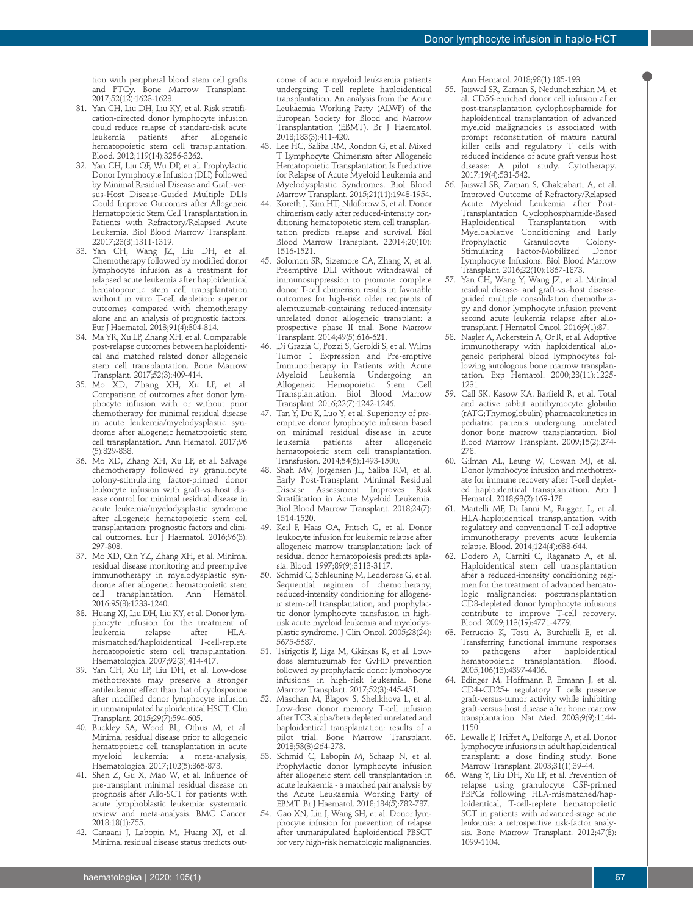tion with peripheral blood stem cell grafts and PTCy. Bone Marrow Transplant. 2017;52(12):1623-1628.

31. Yan CH, Liu DH, Liu KY, et al. Risk stratification-directed donor lymphocyte infusion could reduce relapse of standard-risk acute leukemia patients after allogeneic hematopoietic stem cell transplantation. Blood. 2012;119(14):3256-3262.
32. Yan CH, Liu QF, Wu DP, et al. Prophylactic Donor Lymphocyte Infusion (DLI) Followed by Minimal Residual Disease and Graft-versus-Host Disease-Guided Multiple DLIs Could Improve Outcomes after Allogeneic Hematopoietic Stem Cell Transplantation in Patients with Refractory/Relapsed Acute Leukemia. Biol Blood Marrow Transplant. 22017;23(8):1311-1319.
33. Yan CH, Wang JZ, Liu DH, et al. Chemotherapy followed by modified donor lymphocyte infusion as a treatment for relapsed acute leukemia after haploidentical hematopoietic stem cell transplantation without in vitro T-cell depletion: superior outcomes compared with chemotherapy alone and an analysis of prognostic factors. Eur J Haematol. 2013;91(4):304-314.
34. Ma YR, Xu LP, Zhang XH, et al. Comparable post-relapse outcomes between haploidentical and matched related donor allogeneic stem cell transplantation. Bone Marrow Transplant. 2017;52(3):409-414.
35. Mo XD, Zhang XH, Xu LP, et al. Comparison of outcomes after donor lymphocyte infusion with or without prior chemotherapy for minimal residual disease in acute leukemia/myelodysplastic syndrome after allogeneic hematopoietic stem cell transplantation. Ann Hematol. 2017;96(5):829-838.
36. Mo XD, Zhang XH, Xu LP, et al. Salvage chemotherapy followed by granulocyte colony-stimulating factor-primed donor leukocyte infusion with graft-vs.-host disease control for minimal residual disease in acute leukemia/myelodysplastic syndrome after allogeneic hematopoietic stem cell transplantation: prognostic factors and clinical outcomes. Eur J Haematol. 2016;96(3):297-308.
37. Mo XD, Qin YZ, Zhang XH, et al. Minimal residual disease monitoring and preemptive immunotherapy in myelodysplastic syndrome after allogeneic hematopoietic stem cell transplantation. Ann Hematol. 2016;95(8):1233-1240.
38. Huang XJ, Liu DH, Liu KY, et al. Donor lymphocyte infusion for the treatment of leukemia relapse after HLA-mismatched/haploidentical T-cell-replete hematopoietic stem cell transplantation. Haematologica. 2007;92(3):414-417.
39. Yan CH, Xu LP, Liu DH, et al. Low-dose methotrexate may preserve a stronger antileukemic effect than that of cyclosporine after modified donor lymphocyte infusion in unmanipulated haploidentical HSCT. Clin Transplant. 2015;29(7):594-605.
40. Buckley SA, Wood BL, Othus M, et al. Minimal residual disease prior to allogeneic hematopoietic cell transplantation in acute myeloid leukemia: a meta-analysis, Haematologica. 2017;102(5):865-873.
41. Shen Z, Gu X, Mao W, et al. Influence of pre-transplant minimal residual disease on prognosis after Allo-SCT for patients with acute lymphoblastic leukemia: systematic review and meta-analysis. BMC Cancer. 2018;18(1):755.
42. Canaani J, Labopin M, Huang XJ, et al. Minimal residual disease status predicts outcome of acute myeloid leukaemia patients undergoing T-cell replete haploidentical transplantation. An analysis from the Acute Leukaemia Working Party (ALWP) of the European Society for Blood and Marrow Transplantation (EBMT). Br J Haematol. 2018;183(3):411-420.
43. Lee HC, Saliba RM, Rondon G, et al. Mixed T Lymphocyte Chimerism after Allogeneic Hematopoietic Transplantation Is Predictive for Relapse of Acute Myeloid Leukemia and Myelodysplastic Syndromes. Biol Blood Marrow Transplant. 2015;21(11):1948-1954.
44. Koreth J, Kim HT, Nikiforow S, et al. Donor chimerism early after reduced-intensity conditioning hematopoietic stem cell transplantation predicts relapse and survival. Biol Blood Marrow Transplant. 22014;20(10):1516-1521.
45. Solomon SR, Sizemore CA, Zhang X, et al. Preemptive DLI without withdrawal of immunosuppression to promote complete donor T-cell chimerism results in favorable outcomes for high-risk older recipients of alemtuzumab-containing reduced-intensity unrelated donor allogeneic transplant: a prospective phase II trial. Bone Marrow Transplant. 2014;49(5):616-621.
46. Di Grazia C, Pozzi S, Geroldi S, et al. Wilms Tumor 1 Expression and Pre-emptive Immunotherapy in Patients with Acute Myeloid Leukemia Undergoing an Allogeneic Hemopoietic Stem Cell Transplantation. Biol Blood Marrow Transplant. 2016;22(7):1242-1246.
47. Tan Y, Du K, Luo Y, et al. Superiority of preemptive donor lymphocyte infusion based on minimal residual disease in acute leukemia patients after allogeneic hematopoietic stem cell transplantation. Transfusion. 2014;54(6):1493-1500.
48. Shah MV, Jorgensen JL, Saliba RM, et al. Early Post-Transplant Minimal Residual Disease Assessment Improves Risk Stratification in Acute Myeloid Leukemia. Biol Blood Marrow Transplant. 2018;24(7):1514-1520.
49. Keil F, Haas OA, Fritsch G, et al. Donor leukocyte infusion for leukemic relapse after allogeneic marrow transplantation: lack of residual donor hematopoiesis predicts aplasia. Blood. 1997;89(9):3113-3117.
50. Schmid C, Schleuning M, Ledderose G, et al. Sequential regimen of chemotherapy, reduced-intensity conditioning for allogeneic stem-cell transplantation, and prophylactic donor lymphocyte transfusion in high-risk acute myeloid leukemia and myelodysplastic syndrome. J Clin Oncol. 2005;23(24):5675-5687.
51. Tsirigotis P, Liga M, Gkirkas K, et al. Low-dose alemtuzumab for GvHD prevention followed by prophylactic donor lymphocyte infusions in high-risk leukemia. Bone Marrow Transplant. 2017;52(3):445-451.
52. Maschan M, Blagov S, Shelikhova L, et al. Low-dose donor memory T-cell infusion after TCR alpha/beta depleted unrelated and haploidentical transplantation: results of a pilot trial. Bone Marrow Transplant. 2018;53(3):264-273.
53. Schmid C, Labopin M, Schaap N, et al. Prophylactic donor lymphocyte infusion after allogeneic stem cell transplantation in acute leukaemia - a matched pair analysis by the Acute Leukaemia Working Party of EBMT. Br J Haematol. 2018;184(5):782-787.
54. Gao XN, Lin J, Wang SH, et al. Donor lymphocyte infusion for prevention of relapse after unmanipulated haploidentical PBSCT for very high-risk hematologic malignancies. Ann Hematol. 2018;98(1):185-193.
55. Jaiswal SR, Zaman S, Nedunchezhian M, et al. CD56-enriched donor cell infusion after post-transplantation cyclophosphamide for haploidentical transplantation of advanced myeloid malignancies is associated with prompt reconstitution of mature natural killer cells and regulatory T cells with reduced incidence of acute graft versus host disease: A pilot study. Cytotherapy. 2017;19(4):531-542.
56. Jaiswal SR, Zaman S, Chakrabarti A, et al. Improved Outcome of Refractory/Relapsed Acute Myeloid Leukemia after Post-Transplantation Cyclophosphamide-Based Haploidentical Transplantation with Myeloablative Conditioning and Early Prophylactic Granulocyte Colony-Stimulating Factor-Mobilized Donor Lymphocyte Infusions. Biol Blood Marrow Transplant. 2016;22(10):1867-1873.
57. Yan CH, Wang Y, Wang JZ, et al. Minimal residual disease- and graft-vs.-host disease-guided multiple consolidation chemotherapy and donor lymphocyte infusion prevent second acute leukemia relapse after allotransplant. J Hematol Oncol. 2016;9(1):87.
58. Nagler A, Ackerstein A, Or R, et al. Adoptive immunotherapy with haploidentical allogeneic peripheral blood lymphocytes following autologous bone marrow transplantation. Exp Hematol. 2000;28(11):1225-1231.
59. Call SK, Kasow KA, Barfield R, et al. Total and active rabbit antithymocyte globulin (rATG;Thymoglobulin) pharmacokinetics in pediatric patients undergoing unrelated donor bone marrow transplantation. Biol Blood Marrow Transplant. 2009;15(2):274-278.
60. Gilman AL, Leung W, Cowan MJ, et al. Donor lymphocyte infusion and methotrexate for immune recovery after T-cell depleted haploidentical transplantation. Am J Hematol. 2018;93(2):169-178.
61. Martelli MF, Di Ianni M, Ruggeri L, et al. HLA-haploidentical transplantation with regulatory and conventional T-cell adoptive immunotherapy prevents acute leukemia relapse. Blood. 2014;124(4):638-644.
62. Dodero A, Carniti C, Raganato A, et al. Haploidentical stem cell transplantation after a reduced-intensity conditioning regimen for the treatment of advanced hematologic malignancies: posttransplantation CD8-depleted donor lymphocyte infusions contribute to improve T-cell recovery. Blood. 2009;113(19):4771-4779.
63. Perruccio K, Tosti A, Burchielli E, et al. Transferring functional immune responses to pathogens after haploidentical hematopoietic transplantation. Blood. 2005;106(13):4397-4406.
64. Edinger M, Hoffmann P, Ermann J, et al. CD4+CD25+ regulatory T cells preserve graft-versus-tumor activity while inhibiting graft-versus-host disease after bone marrow transplantation. Nat Med. 2003;9(9):1144-1150.
65. Lewalle P, Triffet A, Delforge A, et al. Donor lymphocyte infusions in adult haploidentical transplant: a dose finding study. Bone Marrow Transplant. 2003;31(1):39-44.
66. Wang Y, Liu DH, Xu LP, et al. Prevention of relapse using granulocyte CSF-primed PBPCs following HLA-mismatched/haploidentical, T-cell-replete hematopoietic SCT in patients with advanced-stage acute leukemia: a retrospective risk-factor analysis. Bone Marrow Transplant. 2012;47(8):1099-1104.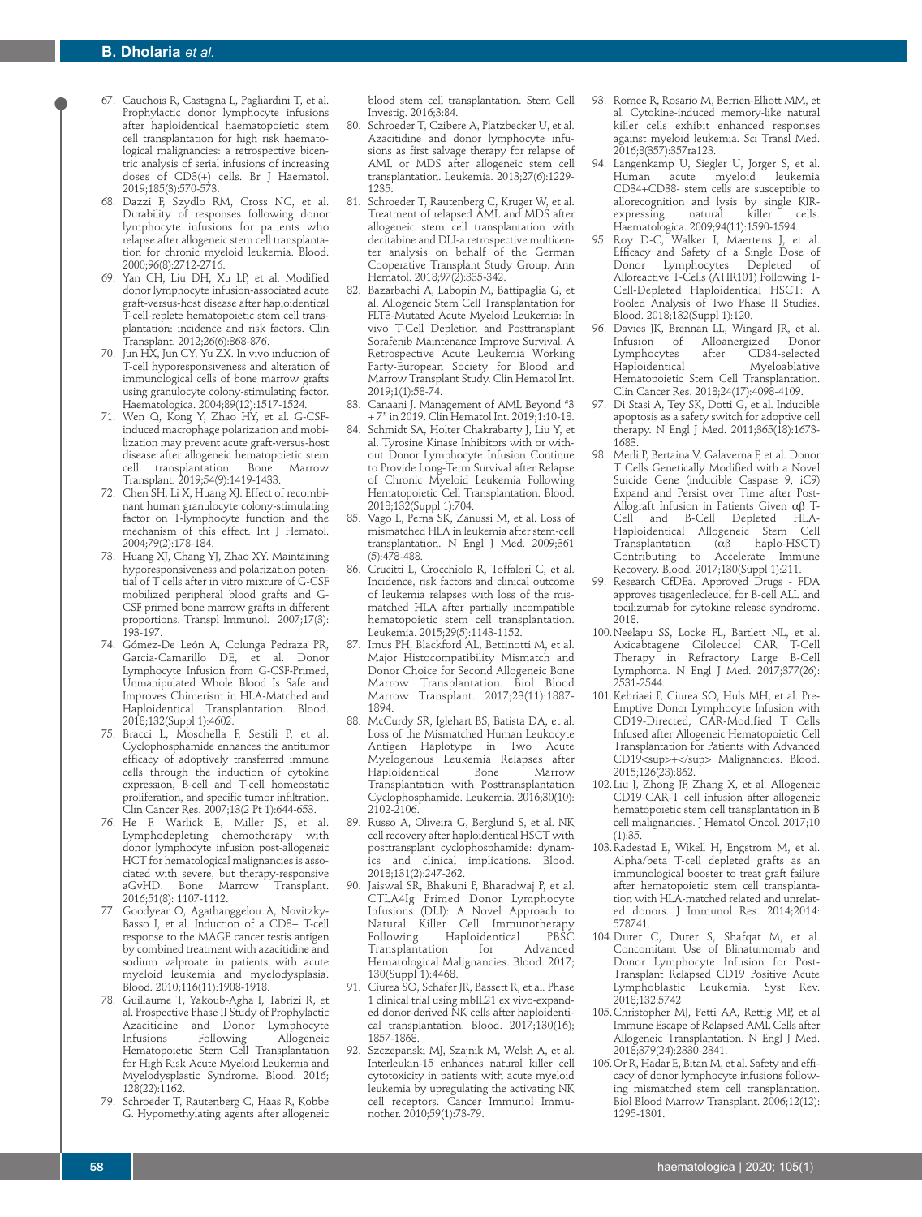67. Cauchois R, Castagna L, Pagliardini T, et al. Prophylactic donor lymphocyte infusions after haploidentical haematopoietic stem cell transplantation for high risk haematological malignancies: a retrospective bicentric analysis of serial infusions of increasing doses of CD3(+) cells. Br J Haematol. 2019;185(3):570-573.
68. Dazzi F, Szydlo RM, Cross NC, et al. Durability of responses following donor lymphocyte infusions for patients who relapse after allogeneic stem cell transplantation for chronic myeloid leukemia. Blood. 2000;96(8):2712-2716.
69. Yan CH, Liu DH, Xu LP, et al. Modified donor lymphocyte infusion-associated acute graft-versus-host disease after haploidentical T-cell-replete hematopoietic stem cell transplantation: incidence and risk factors. Clin Transplant. 2012;26(6):868-876.
70. Jun HX, Jun CY, Yu ZX. In vivo induction of T-cell hyporesponsiveness and alteration of immunological cells of bone marrow grafts using granulocyte colony-stimulating factor. Haematologica. 2004;89(12):1517-1524.
71. Wen Q, Kong Y, Zhao HY, et al. G-CSF-induced macrophage polarization and mobilization may prevent acute graft-versus-host disease after allogeneic hematopoietic stem cell transplantation. Bone Marrow Transplant. 2019;54(9):1419-1433.
72. Chen SH, Li X, Huang XJ. Effect of recombinant human granulocyte colony-stimulating factor on T-lymphocyte function and the mechanism of this effect. Int J Hematol. 2004;79(2):178-184.
73. Huang XJ, Chang YJ, Zhao XY. Maintaining hyporesponsiveness and polarization potential of T cells after in vitro mixture of G-CSF mobilized peripheral blood grafts and G-CSF primed bone marrow grafts in different proportions. Transpl Immunol. 2007;17(3):193-197.
74. Gómez-De León A, Colunga Pedraza PR, Garcia-Camarillo DE, et al. Donor Lymphocyte Infusion from G-CSF-Primed, Unmanipulated Whole Blood Is Safe and Improves Chimerism in HLA-Matched and Haploidentical Transplantation. Blood. 2018;132(Suppl 1):4602.
75. Bracci L, Moschella F, Sestili P, et al. Cyclophosphamide enhances the antitumor efficacy of adoptively transferred immune cells through the induction of cytokine expression, B-cell and T-cell homeostatic proliferation, and specific tumor infiltration. Clin Cancer Res. 2007;13(2 Pt 1):644-653.
76. He F, Warlick E, Miller JS, et al. Lymphodepleting chemotherapy with donor lymphocyte infusion post-allogeneic HCT for hematological malignancies is associated with severe, but therapy-responsive aGvHD. Bone Marrow Transplant. 2016;51(8): 1107-1112.
77. Goodyear O, Agathanggelou A, Novitzky-Basso I, et al. Induction of a CD8+ T-cell response to the MAGE cancer testis antigen by combined treatment with azacitidine and sodium valproate in patients with acute myeloid leukemia and myelodysplasia. Blood. 2010;116(11):1908-1918.
78. Guillaume T, Yakoub-Agha I, Tabrizi R, et al. Prospective Phase II Study of Prophylactic Azacitidine and Donor Lymphocyte Infusions Following Allogeneic Hematopoietic Stem Cell Transplantation for High Risk Acute Myeloid Leukemia and Myelodysplastic Syndrome. Blood. 2016; 128(22):1162.
79. Schroeder T, Rautenberg C, Haas R, Kobbe G. Hypomethylating agents after allogeneic blood stem cell transplantation. Stem Cell Investig. 2016;3:84.
80. Schroeder T, Czibere A, Platzbecker U, et al. Azacitidine and donor lymphocyte infusions as first salvage therapy for relapse of AML or MDS after allogeneic stem cell transplantation. Leukemia. 2013;27(6):1229-1235.
81. Schroeder T, Rautenberg C, Kruger W, et al. Treatment of relapsed AML and MDS after allogeneic stem cell transplantation with decitabine and DLI-a retrospective multicenter analysis on behalf of the German Cooperative Transplant Study Group. Ann Hematol. 2018;97(2):335-342.
82. Bazarbachi A, Labopin M, Battipaglia G, et al. Allogeneic Stem Cell Transplantation for FLT3-Mutated Acute Myeloid Leukemia: In vivo T-Cell Depletion and Posttransplant Sorafenib Maintenance Improve Survival. A Retrospective Acute Leukemia Working Party-European Society for Blood and Marrow Transplant Study. Clin Hematol Int. 2019;1(1):58-74.
83. Canaani J. Management of AML Beyond "3 + 7" in 2019. Clin Hematol Int. 2019;1:10-18.
84. Schmidt SA, Holter Chakrabarty J, Liu Y, et al. Tyrosine Kinase Inhibitors with or without Donor Lymphocyte Infusion Continue to Provide Long-Term Survival after Relapse of Chronic Myeloid Leukemia Following Hematopoietic Cell Transplantation. Blood. 2018;132(Suppl 1):704.
85. Vago L, Perna SK, Zanussi M, et al. Loss of mismatched HLA in leukemia after stem-cell transplantation. N Engl J Med. 2009;361 (5):478-488.
86. Crucitti L, Crocchiolo R, Toffalori C, et al. Incidence, risk factors and clinical outcome of leukemia relapses with loss of the mismatched HLA after partially incompatible hematopoietic stem cell transplantation. Leukemia. 2015;29(5):1143-1152.
87. Imus PH, Blackford AL, Bettinotti M, et al. Major Histocompatibility Mismatch and Donor Choice for Second Allogeneic Bone Marrow Transplantation. Biol Blood Marrow Transplant. 2017;23(11):1887-1894.
88. McCurdy SR, Iglehart BS, Batista DA, et al. Loss of the Mismatched Human Leukocyte Antigen Haplotype in Two Acute Myelogenous Leukemia Relapses after Haploidentical Bone Marrow Transplantation with Posttransplantation Cyclophosphamide. Leukemia. 2016;30(10): 2102-2106.
89. Russo A, Oliveira G, Berglund S, et al. NK cell recovery after haploidentical HSCT with posttransplant cyclophosphamide: dynamics and clinical implications. Blood. 2018;131(2):247-262.
90. Jaiswal SR, Bhakuni P, Bharadwaj P, et al. CTLA4Ig Primed Donor Lymphocyte Infusions (DLI): A Novel Approach to Natural Killer Cell Immunotherapy Following Haploidentical PBSC Transplantation for Advanced Hematological Malignancies. Blood. 2017; 130(Suppl 1):4468.
91. Ciurea SO, Schafer JR, Bassett R, et al. Phase 1 clinical trial using mbIL21 ex vivo-expanded donor-derived NK cells after haploidentical transplantation. Blood. 2017;130(16); 1857-1868.
92. Szczepanski MJ, Szajnik M, Welsh A, et al. Interleukin-15 enhances natural killer cell cytotoxicity in patients with acute myeloid leukemia by upregulating the activating NK cell receptors. Cancer Immunol Immunother. 2010;59(1):73-79.
93. Romee R, Rosario M, Berrien-Elliott MM, et al. Cytokine-induced memory-like natural killer cells exhibit enhanced responses against myeloid leukemia. Sci Transl Med. 2016;8(357):357ra123.
94. Langenkamp U, Siegler U, Jorger S, et al. Human acute myeloid leukemia CD34+CD38- stem cells are susceptible to allorecognition and lysis by single KIR-expressing natural killer cells. Haematologica. 2009;94(11):1590-1594.
95. Roy D-C, Walker I, Maertens J, et al. Efficacy and Safety of a Single Dose of Donor Lymphocytes Depleted of Alloreactive T-Cells (ATIR101) Following T-Cell-Depleted Haploidentical HSCT: A Pooled Analysis of Two Phase II Studies. Blood. 2018;132(Suppl 1):120.
96. Davies JK, Brennan LL, Wingard JR, et al. Infusion of Alloanergized Donor Lymphocytes after CD34-selected Haploidentical Myeloablative Hematopoietic Stem Cell Transplantation. Clin Cancer Res. 2018;24(17):4098-4109.
97. Di Stasi A, Tey SK, Dotti G, et al. Inducible apoptosis as a safety switch for adoptive cell therapy. N Engl J Med. 2011;365(18):1673-1683.
98. Merli P, Bertaina V, Galaverna F, et al. Donor T Cells Genetically Modified with a Novel Suicide Gene (inducible Caspase 9, iC9) Expand and Persist over Time after Post-Allograft Infusion in Patients Given αβ T-Cell and B-Cell Depleted HLA-Haploidentical Allogeneic Stem Cell Transplantation (αβ haplo-HSCT) Contributing to Accelerate Immune Recovery. Blood. 2017;130(Suppl 1):211.
99. Research CfDEa. Approved Drugs - FDA approves tisagenlecleucel for B-cell ALL and tocilizumab for cytokine release syndrome. 2018.
100. Neelapu SS, Locke FL, Bartlett NL, et al. Axicabtagene Ciloleucel CAR T-Cell Therapy in Refractory Large B-Cell Lymphoma. N Engl J Med. 2017;377(26): 2531-2544.
101. Kebriaei P, Ciurea SO, Huls MH, et al. Pre-Emptive Donor Lymphocyte Infusion with CD19-Directed, CAR-Modified T Cells Infused after Allogeneic Hematopoietic Cell Transplantation for Patients with Advanced CD19<sup>+</sup> Malignancies. Blood. 2015;126(23):862.
102. Liu J, Zhong JF, Zhang X, et al. Allogeneic CD19-CAR-T cell infusion after allogeneic hematopoietic stem cell transplantation in B cell malignancies. J Hematol Oncol. 2017;10 (1):35.
103. Radestad E, Wikell H, Engstrom M, et al. Alpha/beta T-cell depleted grafts as an immunological booster to treat graft failure after hematopoietic stem cell transplantation with HLA-matched related and unrelated donors. J Immunol Res. 2014;2014: 578741.
104. Durer C, Durer S, Shafqat M, et al. Concomitant Use of Blinatumomab and Donor Lymphocyte Infusion for Post-Transplant Relapsed CD19 Positive Acute Lymphoblastic Leukemia. Syst Rev. 2018;132:5742
105. Christopher MJ, Petti AA, Rettig MP, et al Immune Escape of Relapsed AML Cells after Allogeneic Transplantation. N Engl J Med. 2018;379(24):2330-2341.
106. Or R, Hadar E, Bitan M, et al. Safety and efficacy of donor lymphocyte infusions following mismatched stem cell transplantation. Biol Blood Marrow Transplant. 2006;12(12): 1295-1301.